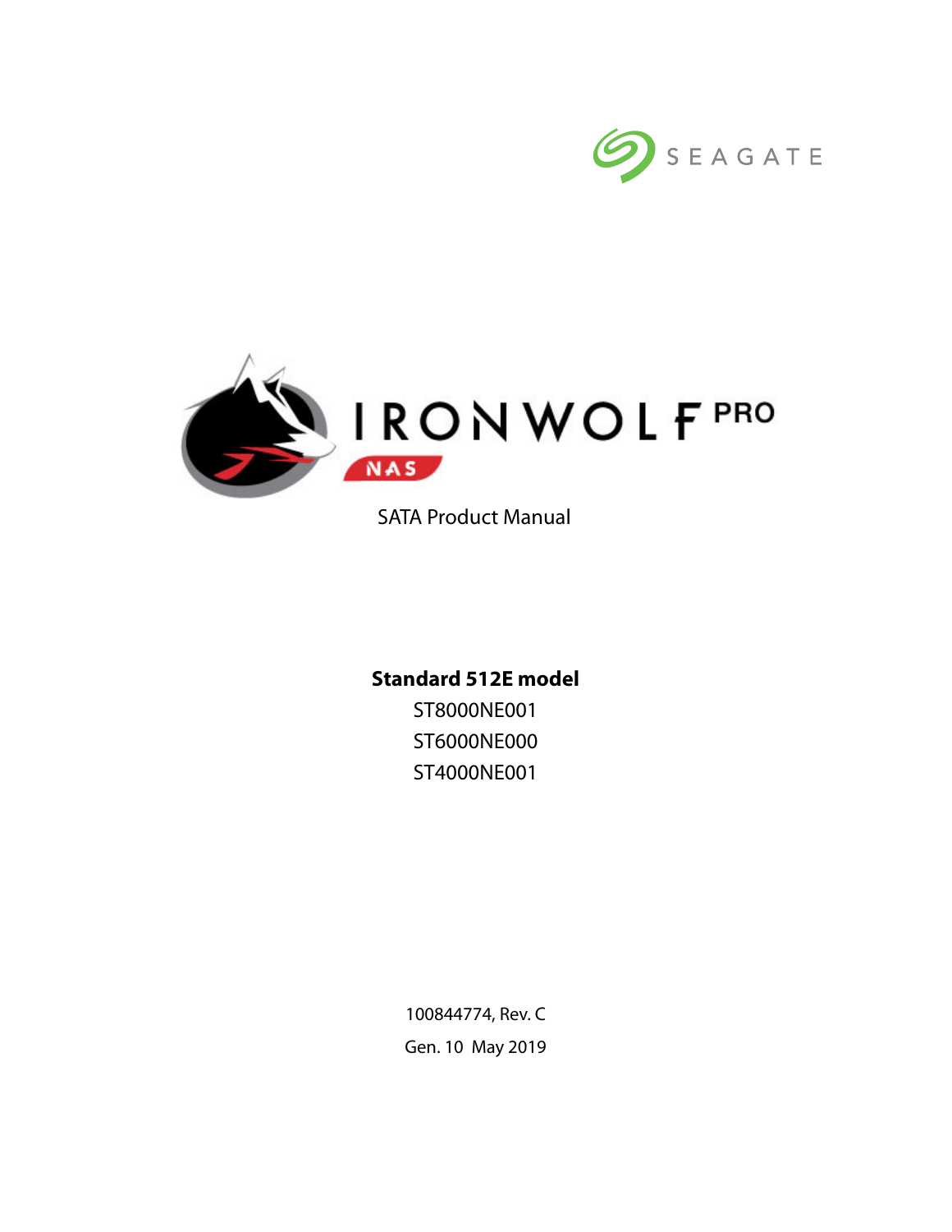SEAGATE

# IRONWOLF PRO

NAS

SATA Product Manual

**Standard 512E model**

ST8000NE001

ST6000NE000

ST4000NE001

100844774, Rev. C

Gen. 10 May 2019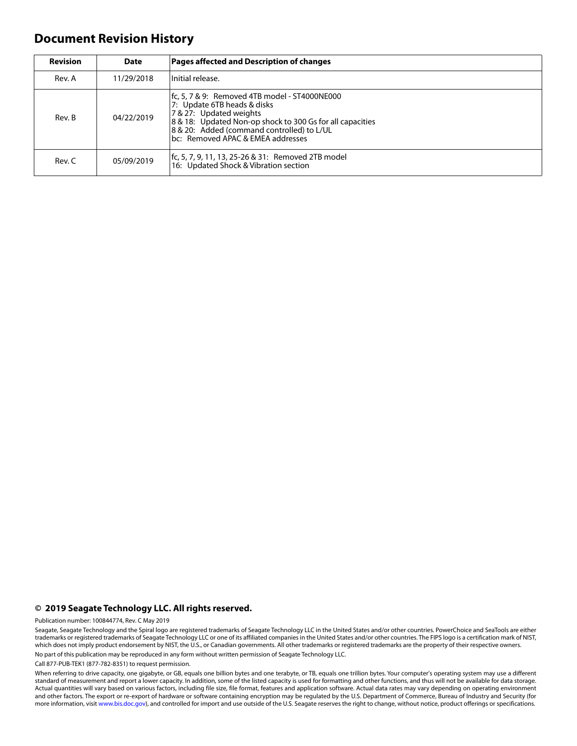# Document Revision History

| Revision | Date | Pages affected and Description of changes |
|---|---|---|
| Rev. A | 11/29/2018 | Initial release. |
| Rev. B | 04/22/2019 | fc, 5, 7 & 9: Removed 4TB model - ST4000NE000<br>7: Update 6TB heads & disks<br>7 & 27: Updated weights<br>8 & 18: Updated Non-op shock to 300 Gs for all capacities<br>8 & 20: Added (command controlled) to L/UL<br>bc: Removed APAC & EMEA addresses |
| Rev. C | 05/09/2019 | fc, 5, 7, 9, 11, 13, 25-26 & 31: Removed 2TB model<br>16: Updated Shock & Vibration section |

**© 2019 Seagate Technology LLC. All rights reserved.**

Publication number: 100844774, Rev. C May 2019

Seagate, Seagate Technology and the Spiral logo are registered trademarks of Seagate Technology LLC in the United States and/or other countries. PowerChoice and SeaTools are either trademarks or registered trademarks of Seagate Technology LLC or one of its affiliated companies in the United States and/or other countries. The FIPS logo is a certification mark of NIST, which does not imply product endorsement by NIST, the U.S., or Canadian governments. All other trademarks or registered trademarks are the property of their respective owners.

No part of this publication may be reproduced in any form without written permission of Seagate Technology LLC.

Call 877-PUB-TEK1 (877-782-8351) to request permission.

When referring to drive capacity, one gigabyte, or GB, equals one billion bytes and one terabyte, or TB, equals one trillion bytes. Your computer's operating system may use a different standard of measurement and report a lower capacity. In addition, some of the listed capacity is used for formatting and other functions, and thus will not be available for data storage. Actual quantities will vary based on various factors, including file size, file format, features and application software. Actual data rates may vary depending on operating environment and other factors. The export or re-export of hardware or software containing encryption may be regulated by the U.S. Department of Commerce, Bureau of Industry and Security (for more information, visit www.bis.doc.gov), and controlled for import and use outside of the U.S. Seagate reserves the right to change, without notice, product offerings or specifications.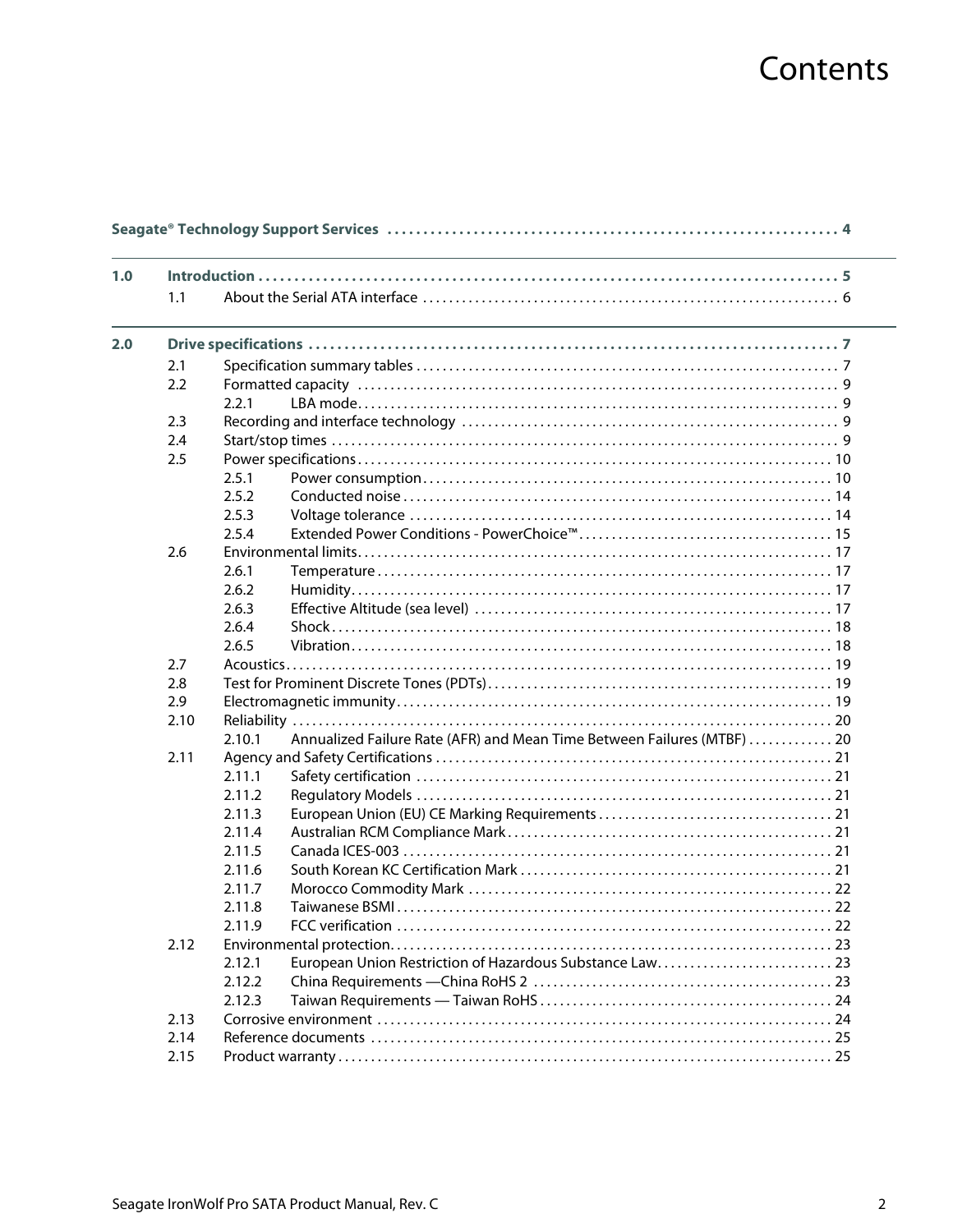# Contents

| | | | | |
|---|---|---|---|---|
| **Seagate® Technology Support Services** | | | | **4** |
| **1.0** | **Introduction** | | | **5** |
| | 1.1 | About the Serial ATA interface | | 6 |
| **2.0** | **Drive specifications** | | | **7** |
| | 2.1 | Specification summary tables | | 7 |
| | 2.2 | Formatted capacity | | 9 |
| | | 2.2.1 | LBA mode | 9 |
| | 2.3 | Recording and interface technology | | 9 |
| | 2.4 | Start/stop times | | 9 |
| | 2.5 | Power specifications | | 10 |
| | | 2.5.1 | Power consumption | 10 |
| | | 2.5.2 | Conducted noise | 14 |
| | | 2.5.3 | Voltage tolerance | 14 |
| | | 2.5.4 | Extended Power Conditions - PowerChoice™ | 15 |
| | 2.6 | Environmental limits | | 17 |
| | | 2.6.1 | Temperature | 17 |
| | | 2.6.2 | Humidity | 17 |
| | | 2.6.3 | Effective Altitude (sea level) | 17 |
| | | 2.6.4 | Shock | 18 |
| | | 2.6.5 | Vibration | 18 |
| | 2.7 | Acoustics | | 19 |
| | 2.8 | Test for Prominent Discrete Tones (PDTs) | | 19 |
| | 2.9 | Electromagnetic immunity | | 19 |
| | 2.10 | Reliability | | 20 |
| | | 2.10.1 | Annualized Failure Rate (AFR) and Mean Time Between Failures (MTBF) | 20 |
| | 2.11 | Agency and Safety Certifications | | 21 |
| | | 2.11.1 | Safety certification | 21 |
| | | 2.11.2 | Regulatory Models | 21 |
| | | 2.11.3 | European Union (EU) CE Marking Requirements | 21 |
| | | 2.11.4 | Australian RCM Compliance Mark | 21 |
| | | 2.11.5 | Canada ICES-003 | 21 |
| | | 2.11.6 | South Korean KC Certification Mark | 21 |
| | | 2.11.7 | Morocco Commodity Mark | 22 |
| | | 2.11.8 | Taiwanese BSMI | 22 |
| | | 2.11.9 | FCC verification | 22 |
| | 2.12 | Environmental protection | | 23 |
| | | 2.12.1 | European Union Restriction of Hazardous Substance Law | 23 |
| | | 2.12.2 | China Requirements —China RoHS 2 | 23 |
| | | 2.12.3 | Taiwan Requirements — Taiwan RoHS | 24 |
| | 2.13 | Corrosive environment | | 24 |
| | 2.14 | Reference documents | | 25 |
| | 2.15 | Product warranty | | 25 |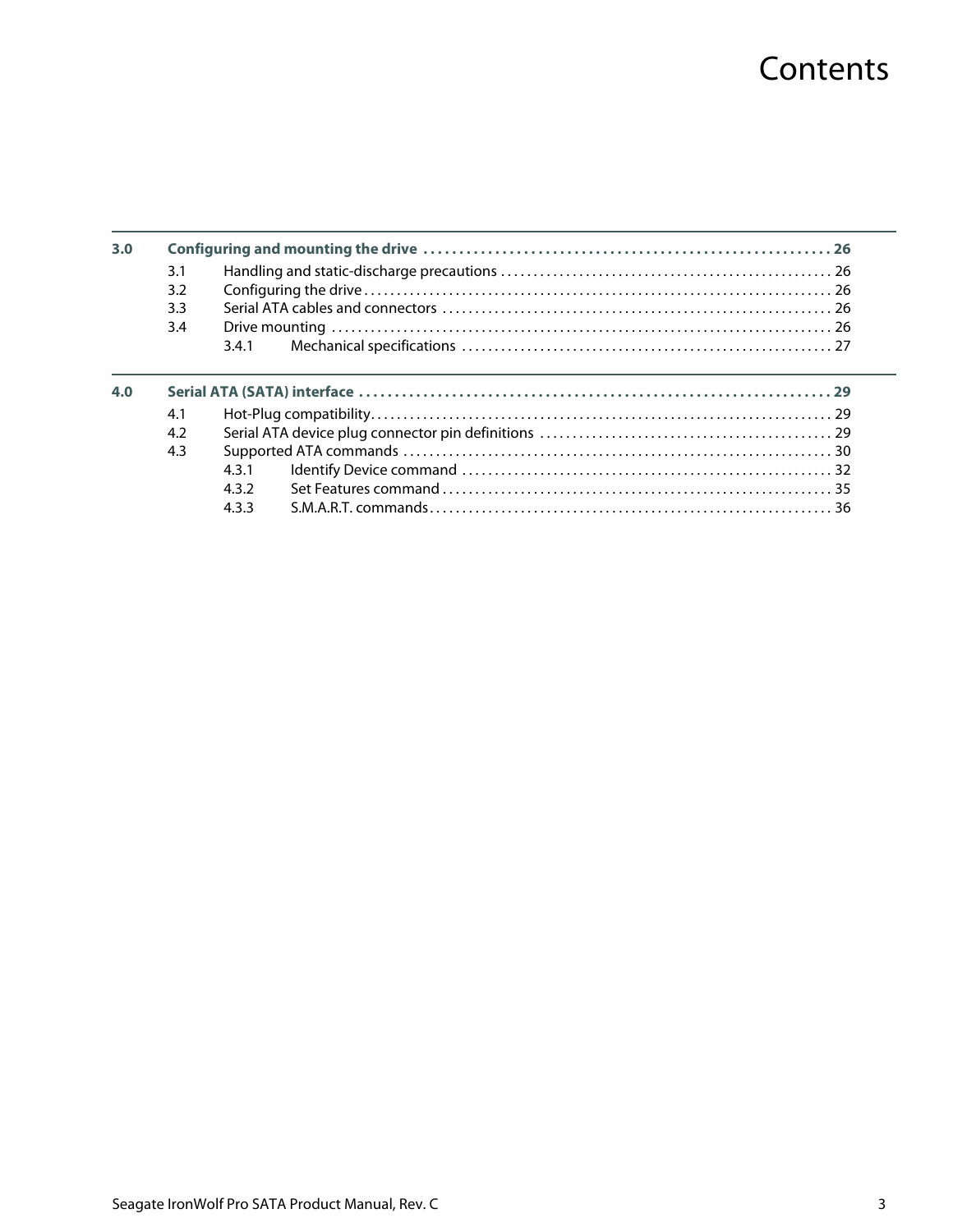# Contents

| | | | |
|---|---|---|---|
| **3.0** | **Configuring and mounting the drive** | | **26** |
| | 3.1 | Handling and static-discharge precautions | 26 |
| | 3.2 | Configuring the drive | 26 |
| | 3.3 | Serial ATA cables and connectors | 26 |
| | 3.4 | Drive mounting | 26 |
| | | 3.4.1 Mechanical specifications | 27 |
| **4.0** | **Serial ATA (SATA) interface** | | **29** |
| | 4.1 | Hot-Plug compatibility | 29 |
| | 4.2 | Serial ATA device plug connector pin definitions | 29 |
| | 4.3 | Supported ATA commands | 30 |
| | | 4.3.1 Identify Device command | 32 |
| | | 4.3.2 Set Features command | 35 |
| | | 4.3.3 S.M.A.R.T. commands | 36 |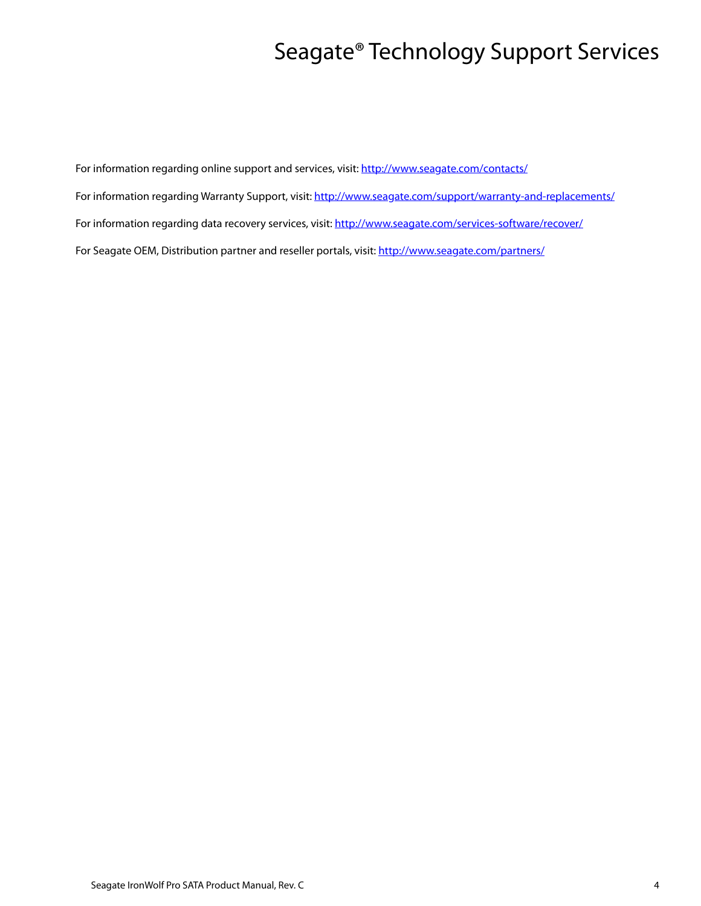# Seagate® Technology Support Services

For information regarding online support and services, visit: http://www.seagate.com/contacts/

For information regarding Warranty Support, visit: http://www.seagate.com/support/warranty-and-replacements/

For information regarding data recovery services, visit: http://www.seagate.com/services-software/recover/

For Seagate OEM, Distribution partner and reseller portals, visit: http://www.seagate.com/partners/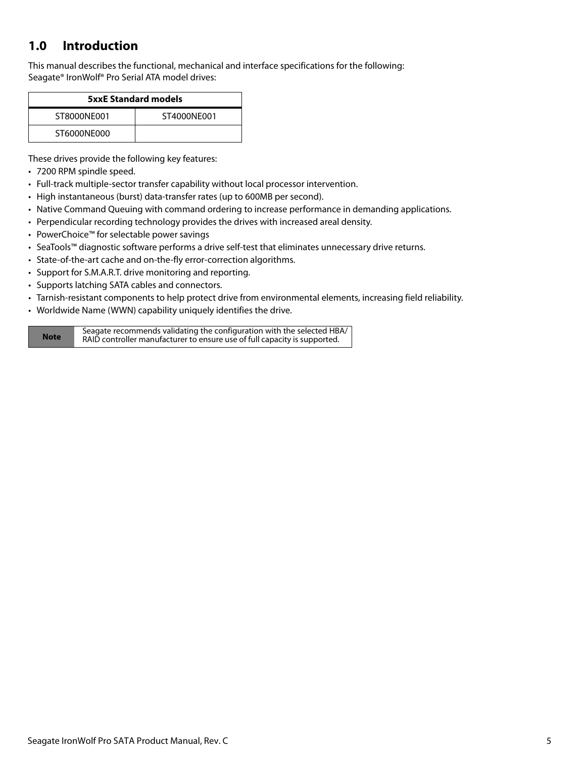# 1.0 Introduction

This manual describes the functional, mechanical and interface specifications for the following:
Seagate® IronWolf® Pro Serial ATA model drives:

| 5xxE Standard models | |
|---|---|
| ST8000NE001 | ST4000NE001 |
| ST6000NE000 | |

These drives provide the following key features:

- 7200 RPM spindle speed.
- Full-track multiple-sector transfer capability without local processor intervention.
- High instantaneous (burst) data-transfer rates (up to 600MB per second).
- Native Command Queuing with command ordering to increase performance in demanding applications.
- Perpendicular recording technology provides the drives with increased areal density.
- PowerChoice™ for selectable power savings
- SeaTools™ diagnostic software performs a drive self-test that eliminates unnecessary drive returns.
- State-of-the-art cache and on-the-fly error-correction algorithms.
- Support for S.M.A.R.T. drive monitoring and reporting.
- Supports latching SATA cables and connectors.
- Tarnish-resistant components to help protect drive from environmental elements, increasing field reliability.
- Worldwide Name (WWN) capability uniquely identifies the drive.

| Note | Seagate recommends validating the configuration with the selected HBA/RAID controller manufacturer to ensure use of full capacity is supported. |
|---|---|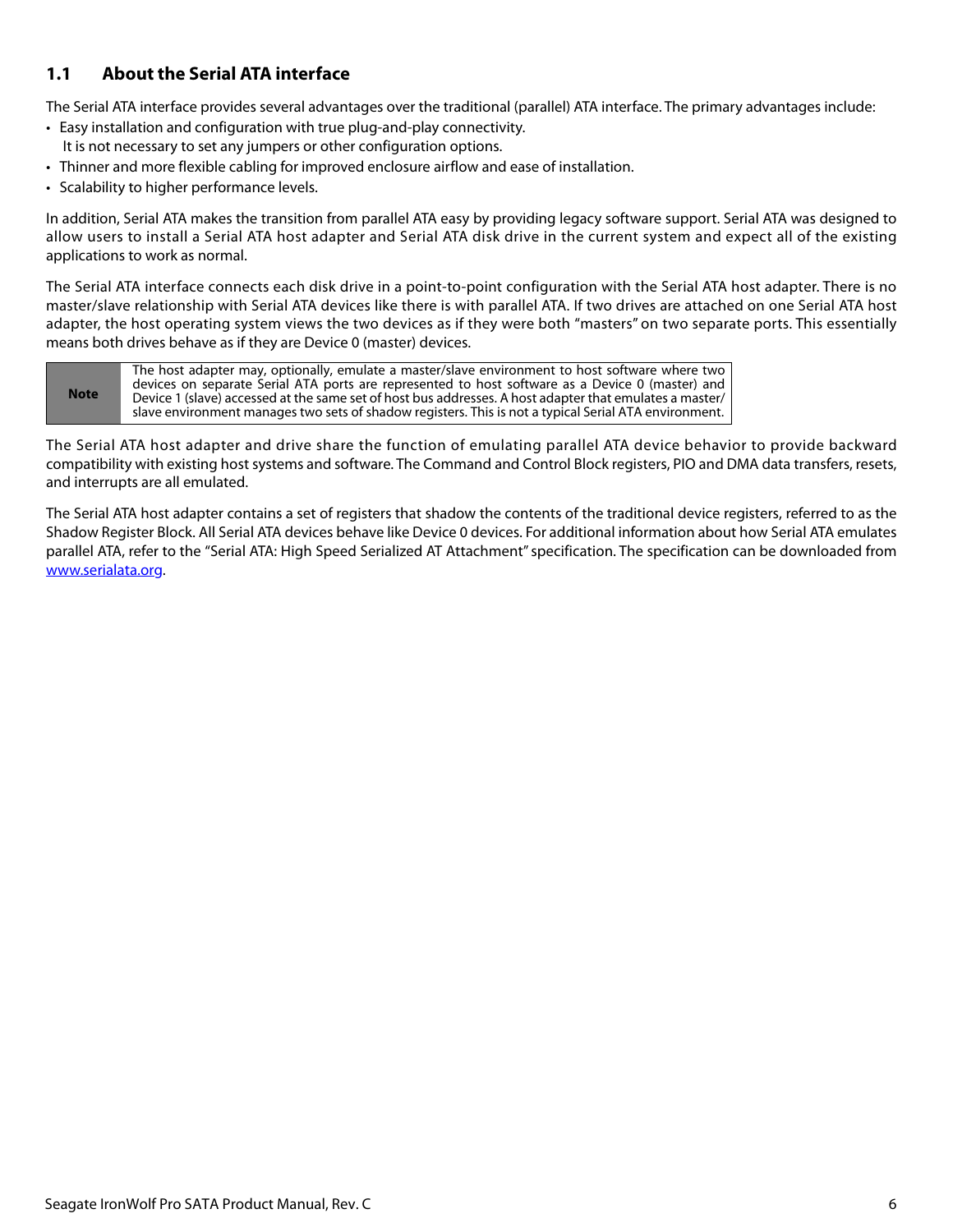## 1.1 About the Serial ATA interface

The Serial ATA interface provides several advantages over the traditional (parallel) ATA interface. The primary advantages include:

- Easy installation and configuration with true plug-and-play connectivity.
  It is not necessary to set any jumpers or other configuration options.
- Thinner and more flexible cabling for improved enclosure airflow and ease of installation.
- Scalability to higher performance levels.

In addition, Serial ATA makes the transition from parallel ATA easy by providing legacy software support. Serial ATA was designed to allow users to install a Serial ATA host adapter and Serial ATA disk drive in the current system and expect all of the existing applications to work as normal.

The Serial ATA interface connects each disk drive in a point-to-point configuration with the Serial ATA host adapter. There is no master/slave relationship with Serial ATA devices like there is with parallel ATA. If two drives are attached on one Serial ATA host adapter, the host operating system views the two devices as if they were both “masters” on two separate ports. This essentially means both drives behave as if they are Device 0 (master) devices.

| **Note** | The host adapter may, optionally, emulate a master/slave environment to host software where two devices on separate Serial ATA ports are represented to host software as a Device 0 (master) and Device 1 (slave) accessed at the same set of host bus addresses. A host adapter that emulates a master/slave environment manages two sets of shadow registers. This is not a typical Serial ATA environment. |
|---|---|

The Serial ATA host adapter and drive share the function of emulating parallel ATA device behavior to provide backward compatibility with existing host systems and software. The Command and Control Block registers, PIO and DMA data transfers, resets, and interrupts are all emulated.

The Serial ATA host adapter contains a set of registers that shadow the contents of the traditional device registers, referred to as the Shadow Register Block. All Serial ATA devices behave like Device 0 devices. For additional information about how Serial ATA emulates parallel ATA, refer to the “Serial ATA: High Speed Serialized AT Attachment” specification. The specification can be downloaded from www.serialata.org.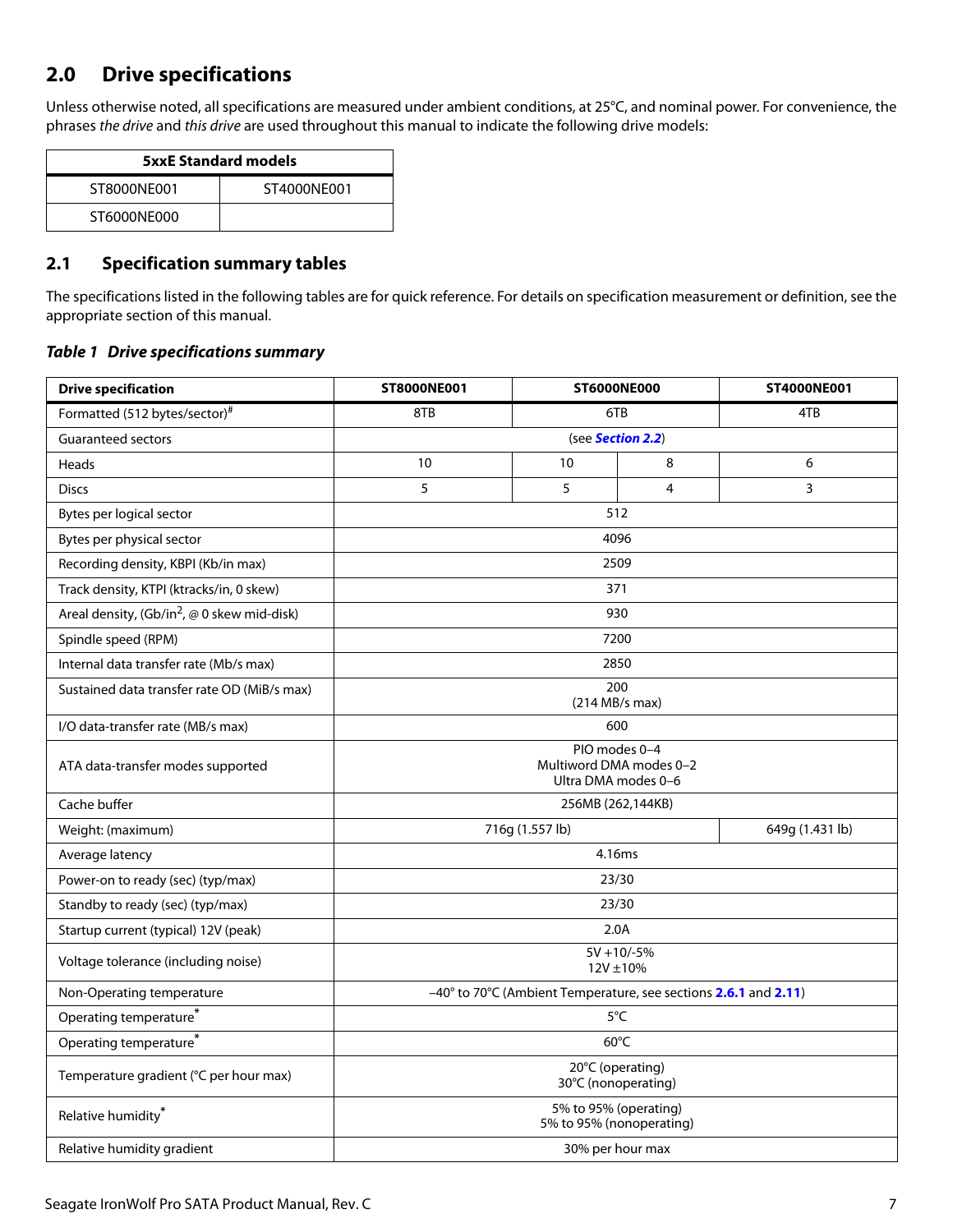## 2.0 Drive specifications

Unless otherwise noted, all specifications are measured under ambient conditions, at 25°C, and nominal power. For convenience, the phrases *the drive* and *this drive* are used throughout this manual to indicate the following drive models:

| 5xxE Standard models | |
|---|---|
| ST8000NE001 | ST4000NE001 |
| ST6000NE000 | |

## 2.1 Specification summary tables

The specifications listed in the following tables are for quick reference. For details on specification measurement or definition, see the appropriate section of this manual.

***Table 1 Drive specifications summary***

| Drive specification | ST8000NE001 | ST6000NE000 | | ST4000NE001 |
|---|---|---|---|---|
| Formatted (512 bytes/sector)[#] | 8TB | 6TB | | 4TB |
| Guaranteed sectors | (see **Section 2.2**) | | | |
| Heads | 10 | 10 | 8 | 6 |
| Discs | 5 | 5 | 4 | 3 |
| Bytes per logical sector | 512 | | | |
| Bytes per physical sector | 4096 | | | |
| Recording density, KBPI (Kb/in max) | 2509 | | | |
| Track density, KTPI (ktracks/in, 0 skew) | 371 | | | |
| Areal density, (Gb/in$^2$, @ 0 skew mid-disk) | 930 | | | |
| Spindle speed (RPM) | 7200 | | | |
| Internal data transfer rate (Mb/s max) | 2850 | | | |
| Sustained data transfer rate OD (MiB/s max) | 200<br>(214 MB/s max) | | | |
| I/O data-transfer rate (MB/s max) | 600 | | | |
| ATA data-transfer modes supported | PIO modes 0–4<br>Multiword DMA modes 0–2<br>Ultra DMA modes 0–6 | | | |
| Cache buffer | 256MB (262,144KB) | | | |
| Weight: (maximum) | 716g (1.557 lb) | | | 649g (1.431 lb) |
| Average latency | 4.16ms | | | |
| Power-on to ready (sec) (typ/max) | 23/30 | | | |
| Standby to ready (sec) (typ/max) | 23/30 | | | |
| Startup current (typical) 12V (peak) | 2.0A | | | |
| Voltage tolerance (including noise) | 5V +10/-5%<br>12V ±10% | | | |
| Non-Operating temperature | –40° to 70°C (Ambient Temperature, see sections **2.6.1** and **2.11**) | | | |
| Operating temperature[*] | 5°C | | | |
| Operating temperature[*] | 60°C | | | |
| Temperature gradient (°C per hour max) | 20°C (operating)<br>30°C (nonoperating) | | | |
| Relative humidity[*] | 5% to 95% (operating)<br>5% to 95% (nonoperating) | | | |
| Relative humidity gradient | 30% per hour max | | | |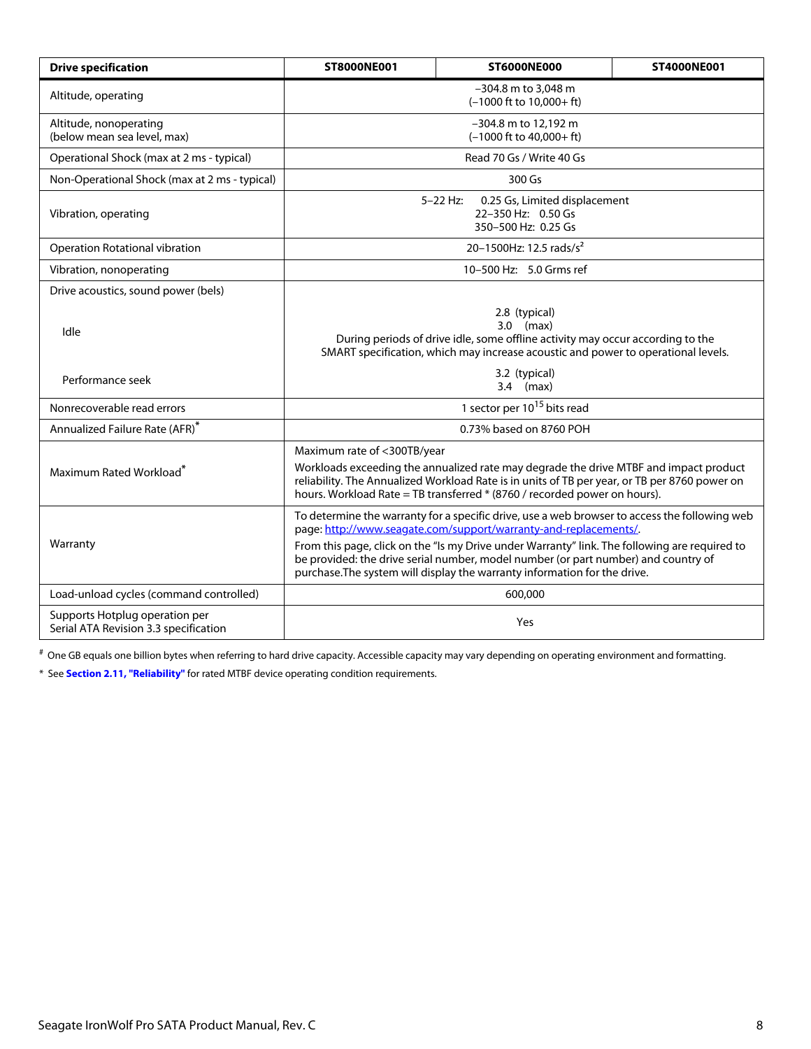| Drive specification | ST8000NE001 | ST6000NE000 | ST4000NE001 |
|---|---|---|---|
| Altitude, operating | –304.8 m to 3,048 m (–1000 ft to 10,000+ ft) | | |
| Altitude, nonoperating (below mean sea level, max) | –304.8 m to 12,192 m (–1000 ft to 40,000+ ft) | | |
| Operational Shock (max at 2 ms - typical) | Read 70 Gs / Write 40 Gs | | |
| Non-Operational Shock (max at 2 ms - typical) | 300 Gs | | |
| Vibration, operating | 5–22 Hz: 0.25 Gs, Limited displacement<br>22–350 Hz: 0.50 Gs<br>350–500 Hz: 0.25 Gs | | |
| Operation Rotational vibration | 20–1500Hz: 12.5 rads/s$^2$ | | |
| Vibration, nonoperating | 10–500 Hz: 5.0 Grms ref | | |
| Drive acoustics, sound power (bels) | | | |
| Idle | 2.8 (typical)<br>3.0 (max)<br>During periods of drive idle, some offline activity may occur according to the SMART specification, which may increase acoustic and power to operational levels. | | |
| Performance seek | 3.2 (typical)<br>3.4 (max) | | |
| Nonrecoverable read errors | 1 sector per $10^{15}$ bits read | | |
| Annualized Failure Rate (AFR)* | 0.73% based on 8760 POH | | |
| Maximum Rated Workload* | Maximum rate of <300TB/year<br>Workloads exceeding the annualized rate may degrade the drive MTBF and impact product reliability. The Annualized Workload Rate is in units of TB per year, or TB per 8760 power on hours. Workload Rate = TB transferred * (8760 / recorded power on hours). | | |
| Warranty | To determine the warranty for a specific drive, use a web browser to access the following web page: http://www.seagate.com/support/warranty-and-replacements/.<br>From this page, click on the "Is my Drive under Warranty" link. The following are required to be provided: the drive serial number, model number (or part number) and country of purchase.The system will display the warranty information for the drive. | | |
| Load-unload cycles (command controlled) | 600,000 | | |
| Supports Hotplug operation per Serial ATA Revision 3.3 specification | Yes | | |

# One GB equals one billion bytes when referring to hard drive capacity. Accessible capacity may vary depending on operating environment and formatting.

* See **Section 2.11, "Reliability"** for rated MTBF device operating condition requirements.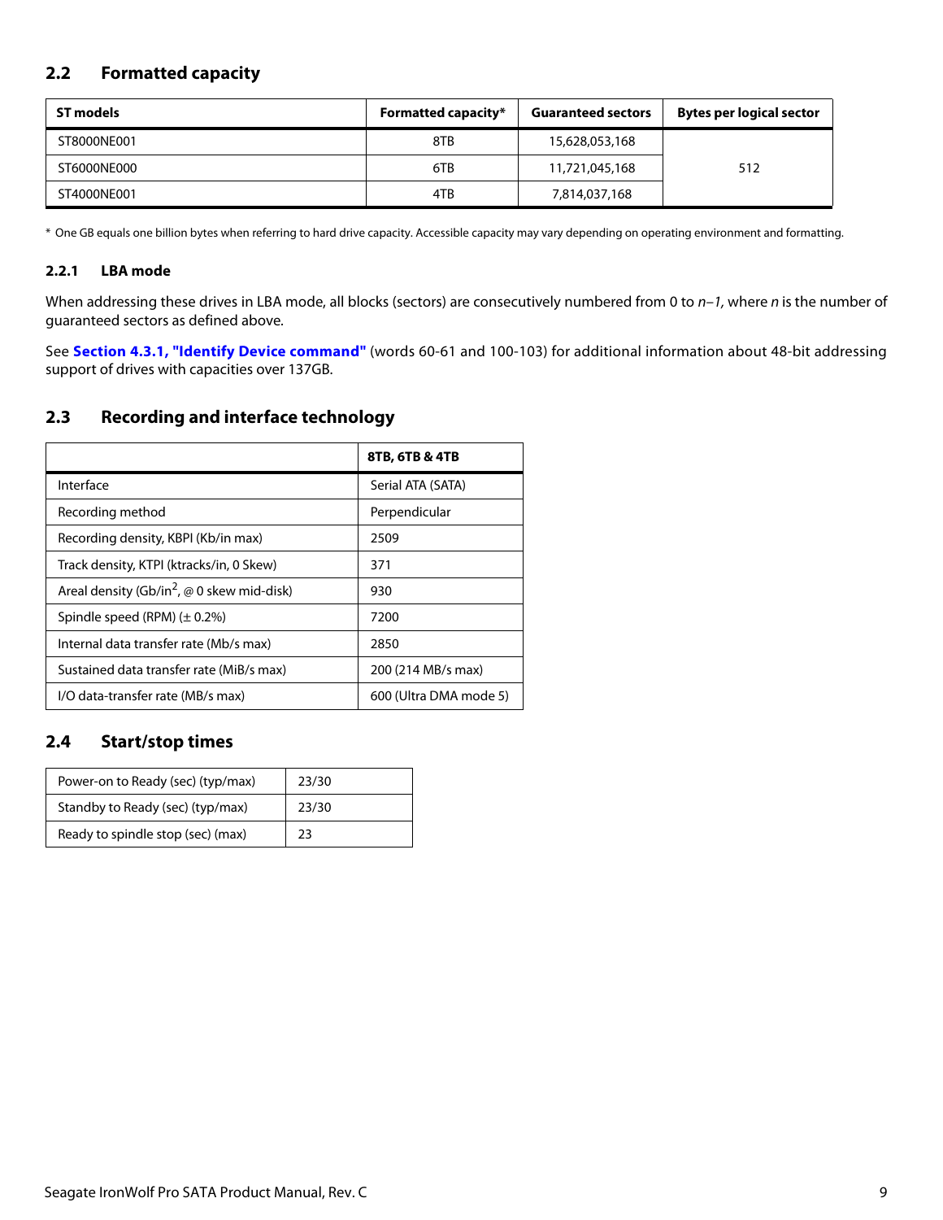## 2.2 Formatted capacity

| ST models | Formatted capacity* | Guaranteed sectors | Bytes per logical sector |
|---|---|---|---|
| ST8000NE001 | 8TB | 15,628,053,168 | 512 |
| ST6000NE000 | 6TB | 11,721,045,168 | |
| ST4000NE001 | 4TB | 7,814,037,168 | |

\* One GB equals one billion bytes when referring to hard drive capacity. Accessible capacity may vary depending on operating environment and formatting.

### 2.2.1 LBA mode

When addressing these drives in LBA mode, all blocks (sectors) are consecutively numbered from 0 to *n–1*, where *n* is the number of guaranteed sectors as defined above.

See **Section 4.3.1, "Identify Device command"** (words 60-61 and 100-103) for additional information about 48-bit addressing support of drives with capacities over 137GB.

## 2.3 Recording and interface technology

| | 8TB, 6TB & 4TB |
|---|---|
| Interface | Serial ATA (SATA) |
| Recording method | Perpendicular |
| Recording density, KBPI (Kb/in max) | 2509 |
| Track density, KTPI (ktracks/in, 0 Skew) | 371 |
| Areal density (Gb/in$^2$, @ 0 skew mid-disk) | 930 |
| Spindle speed (RPM) (± 0.2%) | 7200 |
| Internal data transfer rate (Mb/s max) | 2850 |
| Sustained data transfer rate (MiB/s max) | 200 (214 MB/s max) |
| I/O data-transfer rate (MB/s max) | 600 (Ultra DMA mode 5) |

## 2.4 Start/stop times

| | |
|---|---|
| Power-on to Ready (sec) (typ/max) | 23/30 |
| Standby to Ready (sec) (typ/max) | 23/30 |
| Ready to spindle stop (sec) (max) | 23 |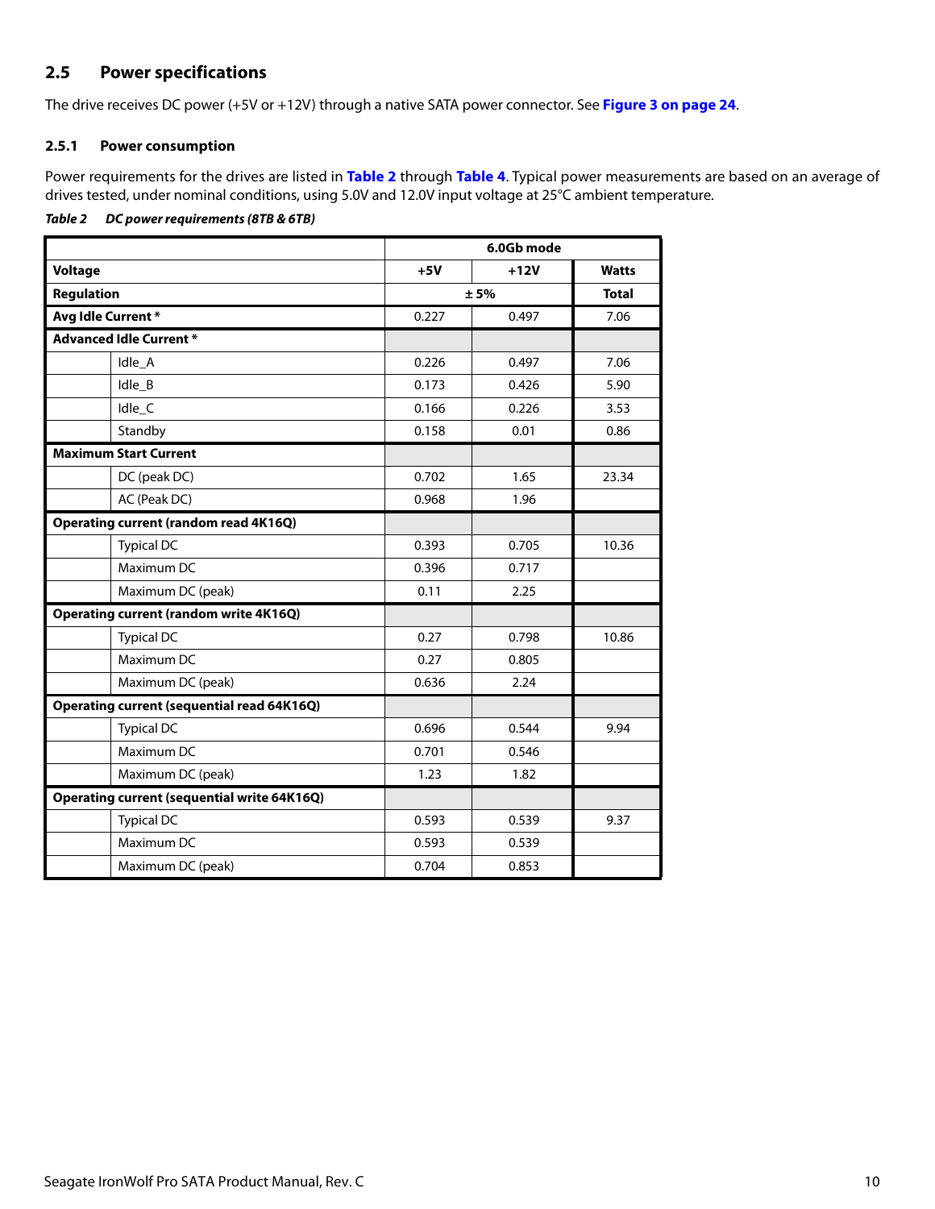## 2.5 Power specifications

The drive receives DC power (+5V or +12V) through a native SATA power connector. See **Figure 3 on page 24**.

### 2.5.1 Power consumption

Power requirements for the drives are listed in **Table 2** through **Table 4**. Typical power measurements are based on an average of drives tested, under nominal conditions, using 5.0V and 12.0V input voltage at 25°C ambient temperature.

***Table 2 DC power requirements (8TB & 6TB)***

| | | 6.0Gb mode | | |
|---|---|---|---|---|
| **Voltage** | | **+5V** | **+12V** | **Watts** |
| **Regulation** | | ± 5% | | **Total** |
| **Avg Idle Current *** | | 0.227 | 0.497 | 7.06 |
| **Advanced Idle Current *** | | | | |
| | Idle_A | 0.226 | 0.497 | 7.06 |
| | Idle_B | 0.173 | 0.426 | 5.90 |
| | Idle_C | 0.166 | 0.226 | 3.53 |
| | Standby | 0.158 | 0.01 | 0.86 |
| **Maximum Start Current** | | | | |
| | DC (peak DC) | 0.702 | 1.65 | 23.34 |
| | AC (Peak DC) | 0.968 | 1.96 | |
| **Operating current (random read 4K16Q)** | | | | |
| | Typical DC | 0.393 | 0.705 | 10.36 |
| | Maximum DC | 0.396 | 0.717 | |
| | Maximum DC (peak) | 0.11 | 2.25 | |
| **Operating current (random write 4K16Q)** | | | | |
| | Typical DC | 0.27 | 0.798 | 10.86 |
| | Maximum DC | 0.27 | 0.805 | |
| | Maximum DC (peak) | 0.636 | 2.24 | |
| **Operating current (sequential read 64K16Q)** | | | | |
| | Typical DC | 0.696 | 0.544 | 9.94 |
| | Maximum DC | 0.701 | 0.546 | |
| | Maximum DC (peak) | 1.23 | 1.82 | |
| **Operating current (sequential write 64K16Q)** | | | | |
| | Typical DC | 0.593 | 0.539 | 9.37 |
| | Maximum DC | 0.593 | 0.539 | |
| | Maximum DC (peak) | 0.704 | 0.853 | |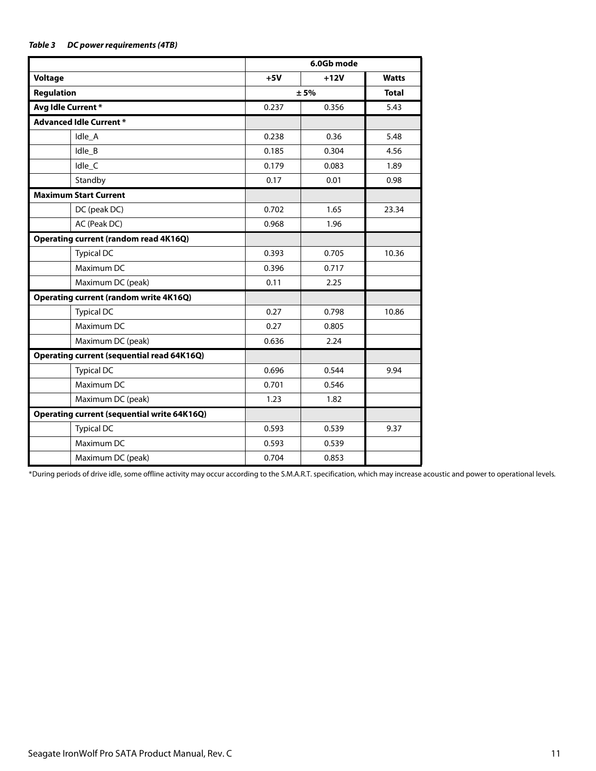***Table 3 DC power requirements (4TB)***

| | | 6.0Gb mode | | |
|---|---|---|---|---|
| **Voltage** | | **+5V** | **+12V** | **Watts** |
| **Regulation** | | **± 5%** | | **Total** |
| **Avg Idle Current *** | | 0.237 | 0.356 | 5.43 |
| **Advanced Idle Current *** | | | | |
| | Idle_A | 0.238 | 0.36 | 5.48 |
| | Idle_B | 0.185 | 0.304 | 4.56 |
| | Idle_C | 0.179 | 0.083 | 1.89 |
| | Standby | 0.17 | 0.01 | 0.98 |
| **Maximum Start Current** | | | | |
| | DC (peak DC) | 0.702 | 1.65 | 23.34 |
| | AC (Peak DC) | 0.968 | 1.96 | |
| **Operating current (random read 4K16Q)** | | | | |
| | Typical DC | 0.393 | 0.705 | 10.36 |
| | Maximum DC | 0.396 | 0.717 | |
| | Maximum DC (peak) | 0.11 | 2.25 | |
| **Operating current (random write 4K16Q)** | | | | |
| | Typical DC | 0.27 | 0.798 | 10.86 |
| | Maximum DC | 0.27 | 0.805 | |
| | Maximum DC (peak) | 0.636 | 2.24 | |
| **Operating current (sequential read 64K16Q)** | | | | |
| | Typical DC | 0.696 | 0.544 | 9.94 |
| | Maximum DC | 0.701 | 0.546 | |
| | Maximum DC (peak) | 1.23 | 1.82 | |
| **Operating current (sequential write 64K16Q)** | | | | |
| | Typical DC | 0.593 | 0.539 | 9.37 |
| | Maximum DC | 0.593 | 0.539 | |
| | Maximum DC (peak) | 0.704 | 0.853 | |

*During periods of drive idle, some offline activity may occur according to the S.M.A.R.T. specification, which may increase acoustic and power to operational levels.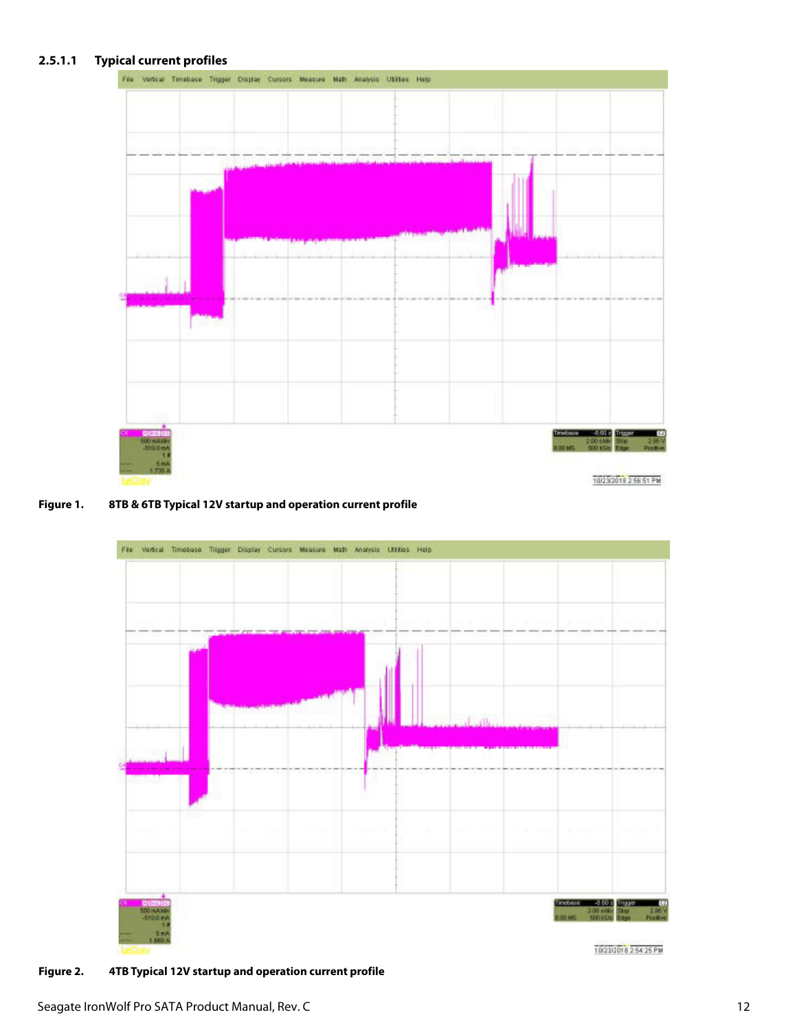#### 2.5.1.1 Typical current profiles

Figure 1. 8TB & 6TB Typical 12V startup and operation current profile

Figure 2. 4TB Typical 12V startup and operation current profile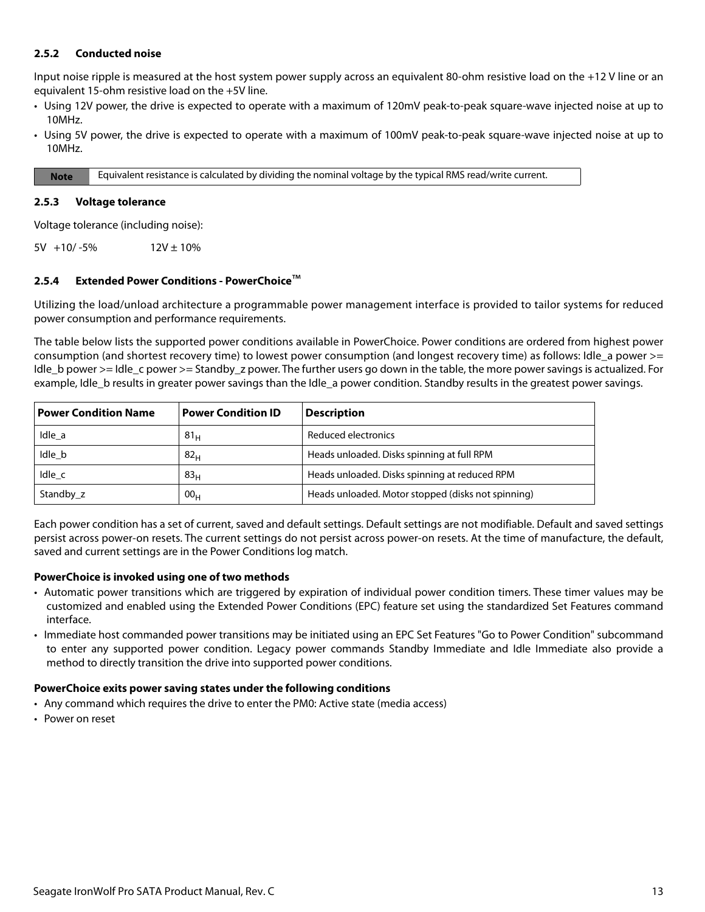### 2.5.2 Conducted noise

Input noise ripple is measured at the host system power supply across an equivalent 80-ohm resistive load on the +12 V line or an equivalent 15-ohm resistive load on the +5V line.

- Using 12V power, the drive is expected to operate with a maximum of 120mV peak-to-peak square-wave injected noise at up to 10MHz.
- Using 5V power, the drive is expected to operate with a maximum of 100mV peak-to-peak square-wave injected noise at up to 10MHz.

| Note | Equivalent resistance is calculated by dividing the nominal voltage by the typical RMS read/write current. |
|---|---|

### 2.5.3 Voltage tolerance

Voltage tolerance (including noise):

5V +10/ -5%    12V ± 10%

### 2.5.4 Extended Power Conditions - PowerChoice™

Utilizing the load/unload architecture a programmable power management interface is provided to tailor systems for reduced power consumption and performance requirements.

The table below lists the supported power conditions available in PowerChoice. Power conditions are ordered from highest power consumption (and shortest recovery time) to lowest power consumption (and longest recovery time) as follows: Idle_a power >= Idle_b power >= Idle_c power >= Standby_z power. The further users go down in the table, the more power savings is actualized. For example, Idle_b results in greater power savings than the Idle_a power condition. Standby results in the greatest power savings.

| Power Condition Name | Power Condition ID | Description |
|---|---|---|
| Idle_a | $81_H$ | Reduced electronics |
| Idle_b | $82_H$ | Heads unloaded. Disks spinning at full RPM |
| Idle_c | $83_H$ | Heads unloaded. Disks spinning at reduced RPM |
| Standby_z | $00_H$ | Heads unloaded. Motor stopped (disks not spinning) |

Each power condition has a set of current, saved and default settings. Default settings are not modifiable. Default and saved settings persist across power-on resets. The current settings do not persist across power-on resets. At the time of manufacture, the default, saved and current settings are in the Power Conditions log match.

**PowerChoice is invoked using one of two methods**

- Automatic power transitions which are triggered by expiration of individual power condition timers. These timer values may be customized and enabled using the Extended Power Conditions (EPC) feature set using the standardized Set Features command interface.
- Immediate host commanded power transitions may be initiated using an EPC Set Features "Go to Power Condition" subcommand to enter any supported power condition. Legacy power commands Standby Immediate and Idle Immediate also provide a method to directly transition the drive into supported power conditions.

**PowerChoice exits power saving states under the following conditions**

- Any command which requires the drive to enter the PM0: Active state (media access)
- Power on reset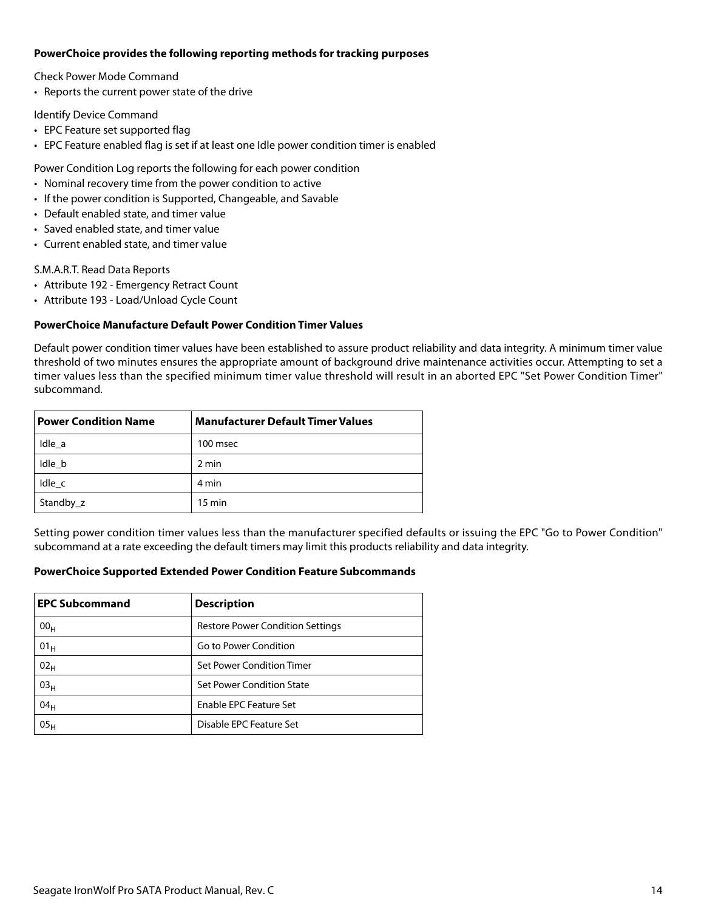**PowerChoice provides the following reporting methods for tracking purposes**

Check Power Mode Command

- Reports the current power state of the drive

Identify Device Command

- EPC Feature set supported flag
- EPC Feature enabled flag is set if at least one Idle power condition timer is enabled

Power Condition Log reports the following for each power condition

- Nominal recovery time from the power condition to active
- If the power condition is Supported, Changeable, and Savable
- Default enabled state, and timer value
- Saved enabled state, and timer value
- Current enabled state, and timer value

S.M.A.R.T. Read Data Reports

- Attribute 192 - Emergency Retract Count
- Attribute 193 - Load/Unload Cycle Count

**PowerChoice Manufacture Default Power Condition Timer Values**

Default power condition timer values have been established to assure product reliability and data integrity. A minimum timer value threshold of two minutes ensures the appropriate amount of background drive maintenance activities occur. Attempting to set a timer values less than the specified minimum timer value threshold will result in an aborted EPC "Set Power Condition Timer" subcommand.

| Power Condition Name | Manufacturer Default Timer Values |
|---|---|
| Idle_a | 100 msec |
| Idle_b | 2 min |
| Idle_c | 4 min |
| Standby_z | 15 min |

Setting power condition timer values less than the manufacturer specified defaults or issuing the EPC "Go to Power Condition" subcommand at a rate exceeding the default timers may limit this products reliability and data integrity.

**PowerChoice Supported Extended Power Condition Feature Subcommands**

| EPC Subcommand | Description |
|---|---|
| $00_H$ | Restore Power Condition Settings |
| $01_H$ | Go to Power Condition |
| $02_H$ | Set Power Condition Timer |
| $03_H$ | Set Power Condition State |
| $04_H$ | Enable EPC Feature Set |
| $05_H$ | Disable EPC Feature Set |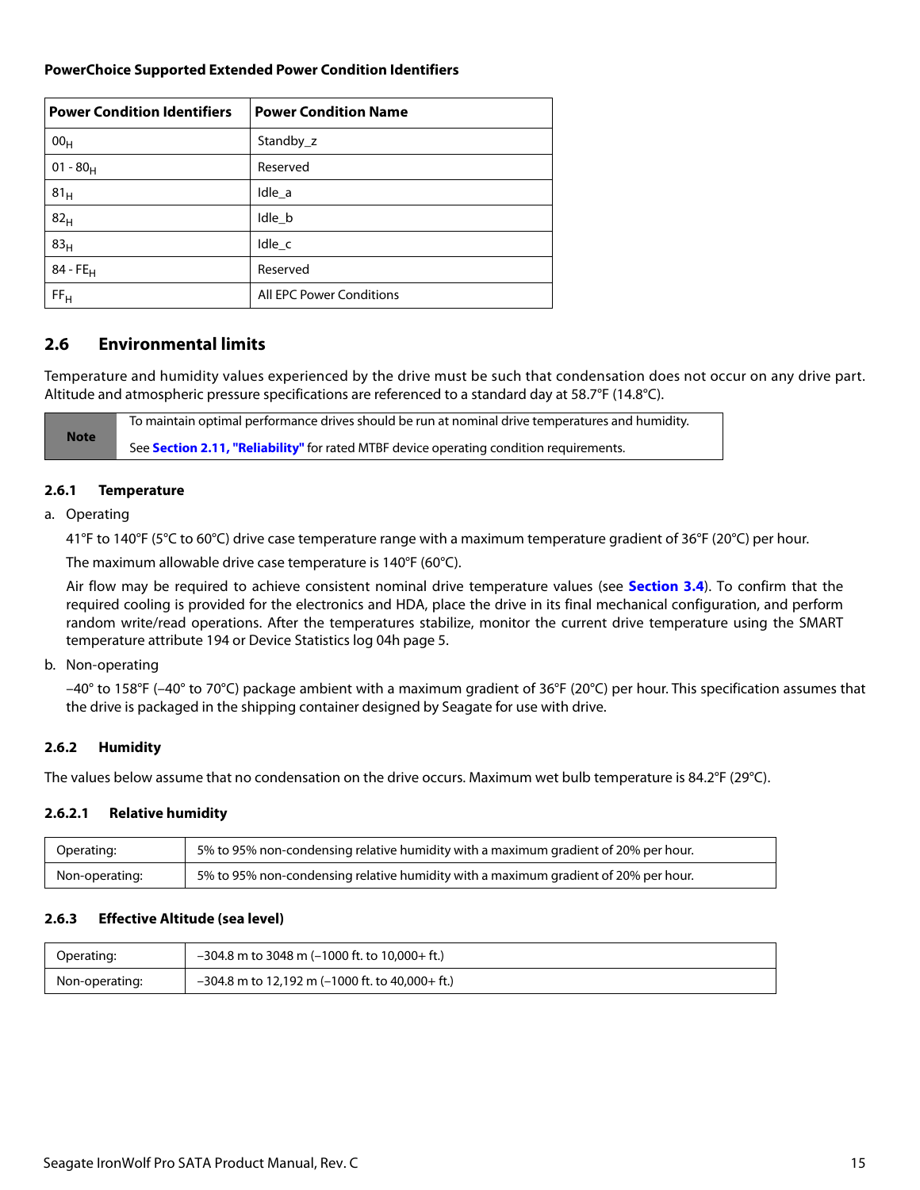**PowerChoice Supported Extended Power Condition Identifiers**

| Power Condition Identifiers | Power Condition Name |
|---|---|
| $00_H$ | Standby_z |
| 01 - $80_H$ | Reserved |
| $81_H$ | Idle_a |
| $82_H$ | Idle_b |
| $83_H$ | Idle_c |
| 84 - $FE_H$ | Reserved |
| $FF_H$ | All EPC Power Conditions |

## 2.6 Environmental limits

Temperature and humidity values experienced by the drive must be such that condensation does not occur on any drive part. Altitude and atmospheric pressure specifications are referenced to a standard day at 58.7°F (14.8°C).

| Note | To maintain optimal performance drives should be run at nominal drive temperatures and humidity. See **Section 2.11, "Reliability"** for rated MTBF device operating condition requirements. |
|---|---|

### 2.6.1 Temperature

a. Operating

41°F to 140°F (5°C to 60°C) drive case temperature range with a maximum temperature gradient of 36°F (20°C) per hour.

The maximum allowable drive case temperature is 140°F (60°C).

Air flow may be required to achieve consistent nominal drive temperature values (see **Section 3.4**). To confirm that the required cooling is provided for the electronics and HDA, place the drive in its final mechanical configuration, and perform random write/read operations. After the temperatures stabilize, monitor the current drive temperature using the SMART temperature attribute 194 or Device Statistics log 04h page 5.

b. Non-operating

–40° to 158°F (–40° to 70°C) package ambient with a maximum gradient of 36°F (20°C) per hour. This specification assumes that the drive is packaged in the shipping container designed by Seagate for use with drive.

### 2.6.2 Humidity

The values below assume that no condensation on the drive occurs. Maximum wet bulb temperature is 84.2°F (29°C).

#### 2.6.2.1 Relative humidity

| | |
|---|---|
| Operating: | 5% to 95% non-condensing relative humidity with a maximum gradient of 20% per hour. |
| Non-operating: | 5% to 95% non-condensing relative humidity with a maximum gradient of 20% per hour. |

### 2.6.3 Effective Altitude (sea level)

| | |
|---|---|
| Operating: | –304.8 m to 3048 m (–1000 ft. to 10,000+ ft.) |
| Non-operating: | –304.8 m to 12,192 m (–1000 ft. to 40,000+ ft.) |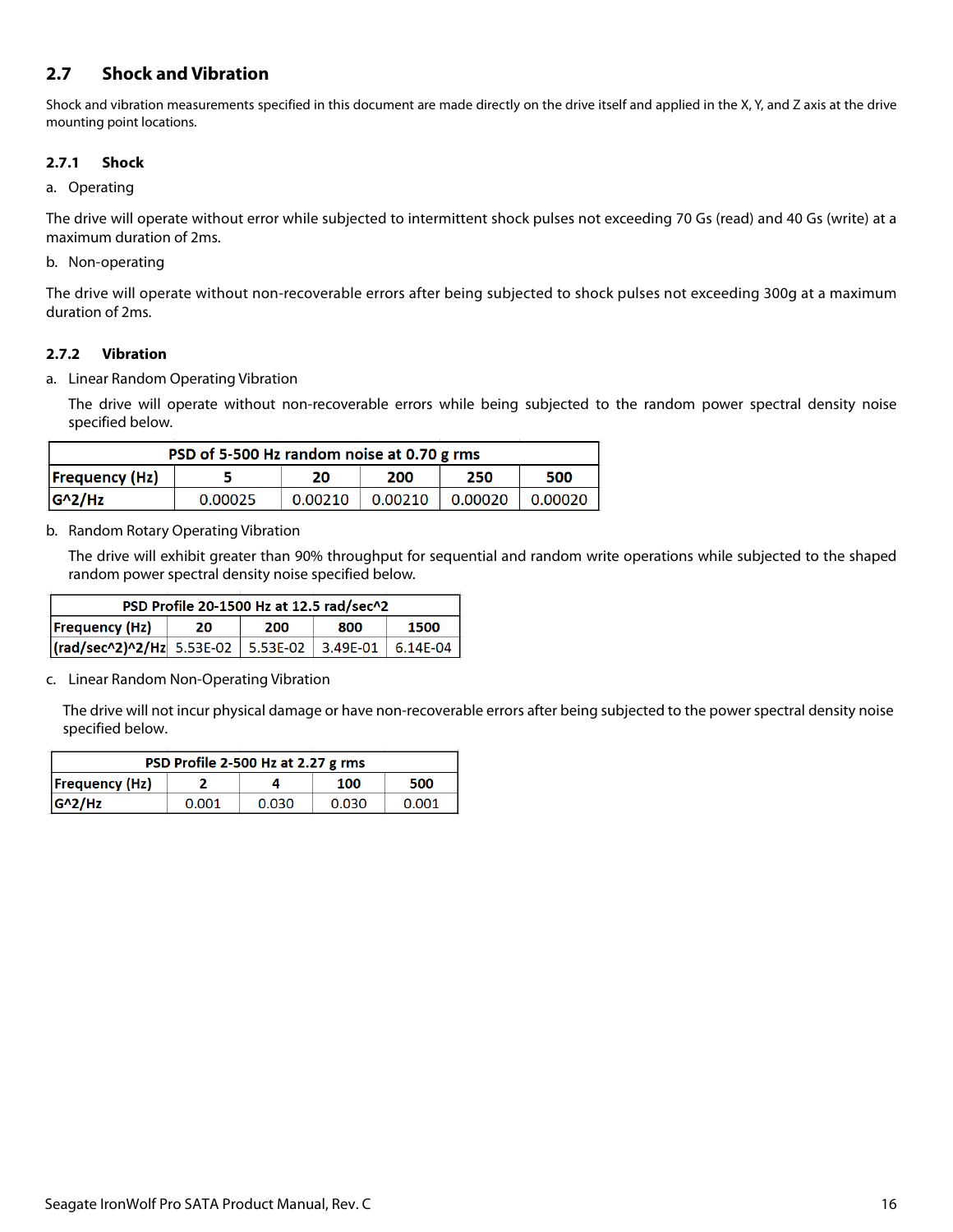## 2.7 Shock and Vibration

Shock and vibration measurements specified in this document are made directly on the drive itself and applied in the X, Y, and Z axis at the drive mounting point locations.

### 2.7.1 Shock

a. Operating

The drive will operate without error while subjected to intermittent shock pulses not exceeding 70 Gs (read) and 40 Gs (write) at a maximum duration of 2ms.

b. Non-operating

The drive will operate without non-recoverable errors after being subjected to shock pulses not exceeding 300g at a maximum duration of 2ms.

### 2.7.2 Vibration

a. Linear Random Operating Vibration

The drive will operate without non-recoverable errors while being subjected to the random power spectral density noise specified below.

| PSD of 5-500 Hz random noise at 0.70 g rms | | | | | |
|---|---|---|---|---|---|
| Frequency (Hz) | 5 | 20 | 200 | 250 | 500 |
| G^2/Hz | 0.00025 | 0.00210 | 0.00210 | 0.00020 | 0.00020 |

b. Random Rotary Operating Vibration

The drive will exhibit greater than 90% throughput for sequential and random write operations while subjected to the shaped random power spectral density noise specified below.

| PSD Profile 20-1500 Hz at 12.5 rad/sec^2 | | | | |
|---|---|---|---|---|
| Frequency (Hz) | 20 | 200 | 800 | 1500 |
| (rad/sec^2)^2/Hz | 5.53E-02 | 5.53E-02 | 3.49E-01 | 6.14E-04 |

c. Linear Random Non-Operating Vibration

The drive will not incur physical damage or have non-recoverable errors after being subjected to the power spectral density noise specified below.

| PSD Profile 2-500 Hz at 2.27 g rms | | | | |
|---|---|---|---|---|
| Frequency (Hz) | 2 | 4 | 100 | 500 |
| G^2/Hz | 0.001 | 0.030 | 0.030 | 0.001 |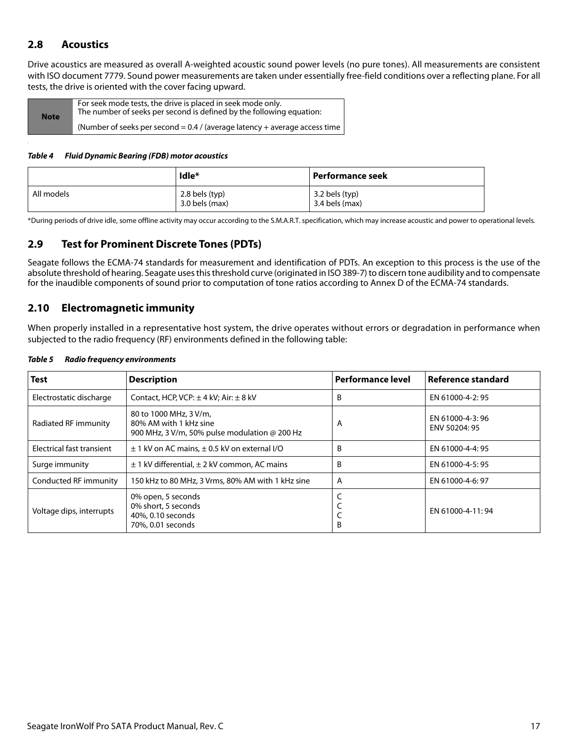## 2.8 Acoustics

Drive acoustics are measured as overall A-weighted acoustic sound power levels (no pure tones). All measurements are consistent with ISO document 7779. Sound power measurements are taken under essentially free-field conditions over a reflecting plane. For all tests, the drive is oriented with the cover facing upward.

| Note | For seek mode tests, the drive is placed in seek mode only. The number of seeks per second is defined by the following equation: (Number of seeks per second = 0.4 / (average latency + average access time |
|---|---|

***Table 4 Fluid Dynamic Bearing (FDB) motor acoustics***

| | Idle* | Performance seek |
|---|---|---|
| All models | 2.8 bels (typ)<br>3.0 bels (max) | 3.2 bels (typ)<br>3.4 bels (max) |

*During periods of drive idle, some offline activity may occur according to the S.M.A.R.T. specification, which may increase acoustic and power to operational levels.

## 2.9 Test for Prominent Discrete Tones (PDTs)

Seagate follows the ECMA-74 standards for measurement and identification of PDTs. An exception to this process is the use of the absolute threshold of hearing. Seagate uses this threshold curve (originated in ISO 389-7) to discern tone audibility and to compensate for the inaudible components of sound prior to computation of tone ratios according to Annex D of the ECMA-74 standards.

## 2.10 Electromagnetic immunity

When properly installed in a representative host system, the drive operates without errors or degradation in performance when subjected to the radio frequency (RF) environments defined in the following table:

***Table 5 Radio frequency environments***

| Test | Description | Performance level | Reference standard |
|---|---|---|---|
| Electrostatic discharge | Contact, HCP, VCP: ± 4 kV; Air: ± 8 kV | B | EN 61000-4-2: 95 |
| Radiated RF immunity | 80 to 1000 MHz, 3 V/m,<br>80% AM with 1 kHz sine<br>900 MHz, 3 V/m, 50% pulse modulation @ 200 Hz | A | EN 61000-4-3: 96<br>ENV 50204: 95 |
| Electrical fast transient | ± 1 kV on AC mains, ± 0.5 kV on external I/O | B | EN 61000-4-4: 95 |
| Surge immunity | ± 1 kV differential, ± 2 kV common, AC mains | B | EN 61000-4-5: 95 |
| Conducted RF immunity | 150 kHz to 80 MHz, 3 Vrms, 80% AM with 1 kHz sine | A | EN 61000-4-6: 97 |
| Voltage dips, interrupts | 0% open, 5 seconds<br>0% short, 5 seconds<br>40%, 0.10 seconds<br>70%, 0.01 seconds | C<br>C<br>C<br>B | EN 61000-4-11: 94 |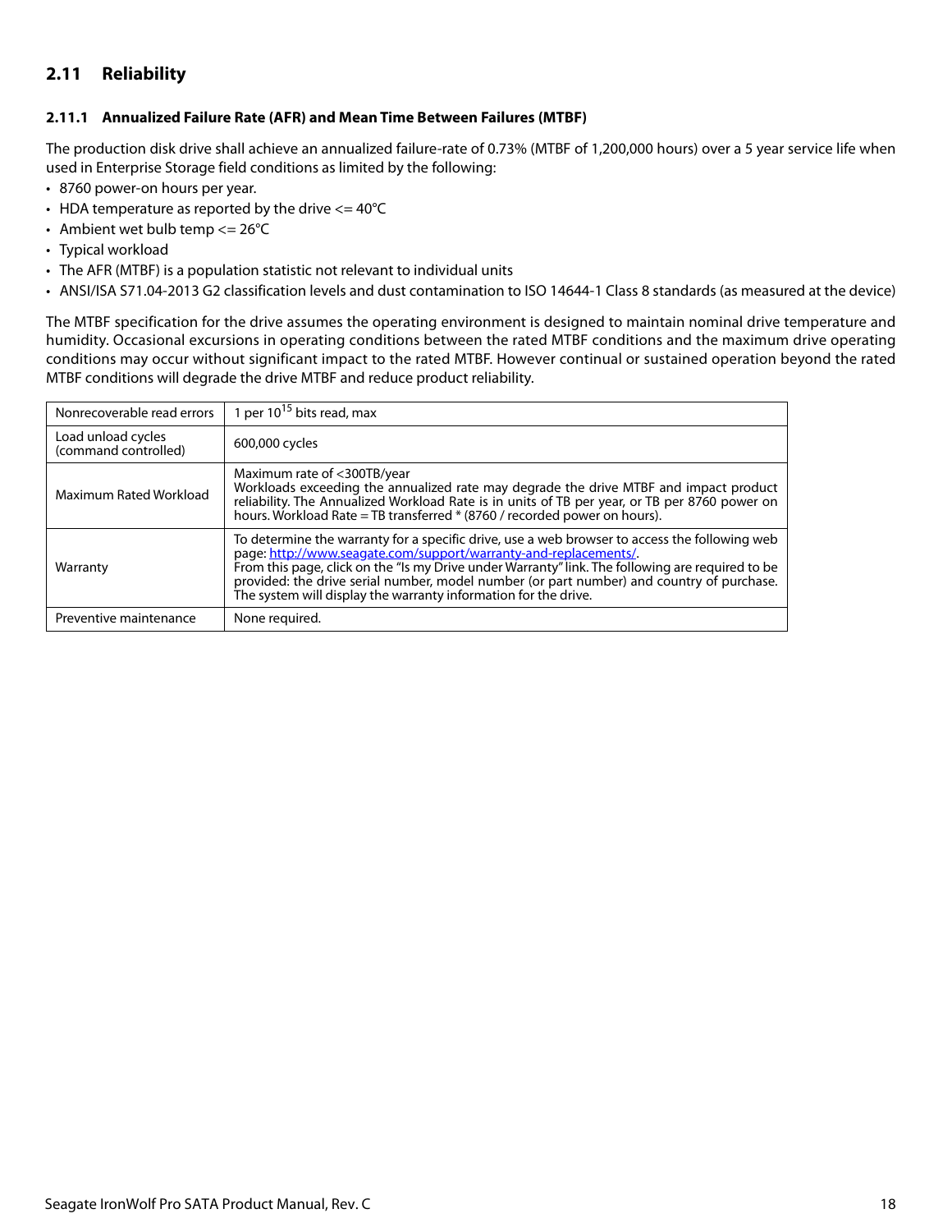## 2.11 Reliability

### 2.11.1 Annualized Failure Rate (AFR) and Mean Time Between Failures (MTBF)

The production disk drive shall achieve an annualized failure-rate of 0.73% (MTBF of 1,200,000 hours) over a 5 year service life when used in Enterprise Storage field conditions as limited by the following:

- 8760 power-on hours per year.
- HDA temperature as reported by the drive <= 40°C
- Ambient wet bulb temp <= 26°C
- Typical workload
- The AFR (MTBF) is a population statistic not relevant to individual units
- ANSI/ISA S71.04-2013 G2 classification levels and dust contamination to ISO 14644-1 Class 8 standards (as measured at the device)

The MTBF specification for the drive assumes the operating environment is designed to maintain nominal drive temperature and humidity. Occasional excursions in operating conditions between the rated MTBF conditions and the maximum drive operating conditions may occur without significant impact to the rated MTBF. However continual or sustained operation beyond the rated MTBF conditions will degrade the drive MTBF and reduce product reliability.

| | |
|---|---|
| Nonrecoverable read errors | 1 per $10^{15}$ bits read, max |
| Load unload cycles (command controlled) | 600,000 cycles |
| Maximum Rated Workload | Maximum rate of <300TB/year<br>Workloads exceeding the annualized rate may degrade the drive MTBF and impact product reliability. The Annualized Workload Rate is in units of TB per year, or TB per 8760 power on hours. Workload Rate = TB transferred * (8760 / recorded power on hours). |
| Warranty | To determine the warranty for a specific drive, use a web browser to access the following web page: http://www.seagate.com/support/warranty-and-replacements/.<br>From this page, click on the "Is my Drive under Warranty" link. The following are required to be provided: the drive serial number, model number (or part number) and country of purchase. The system will display the warranty information for the drive. |
| Preventive maintenance | None required. |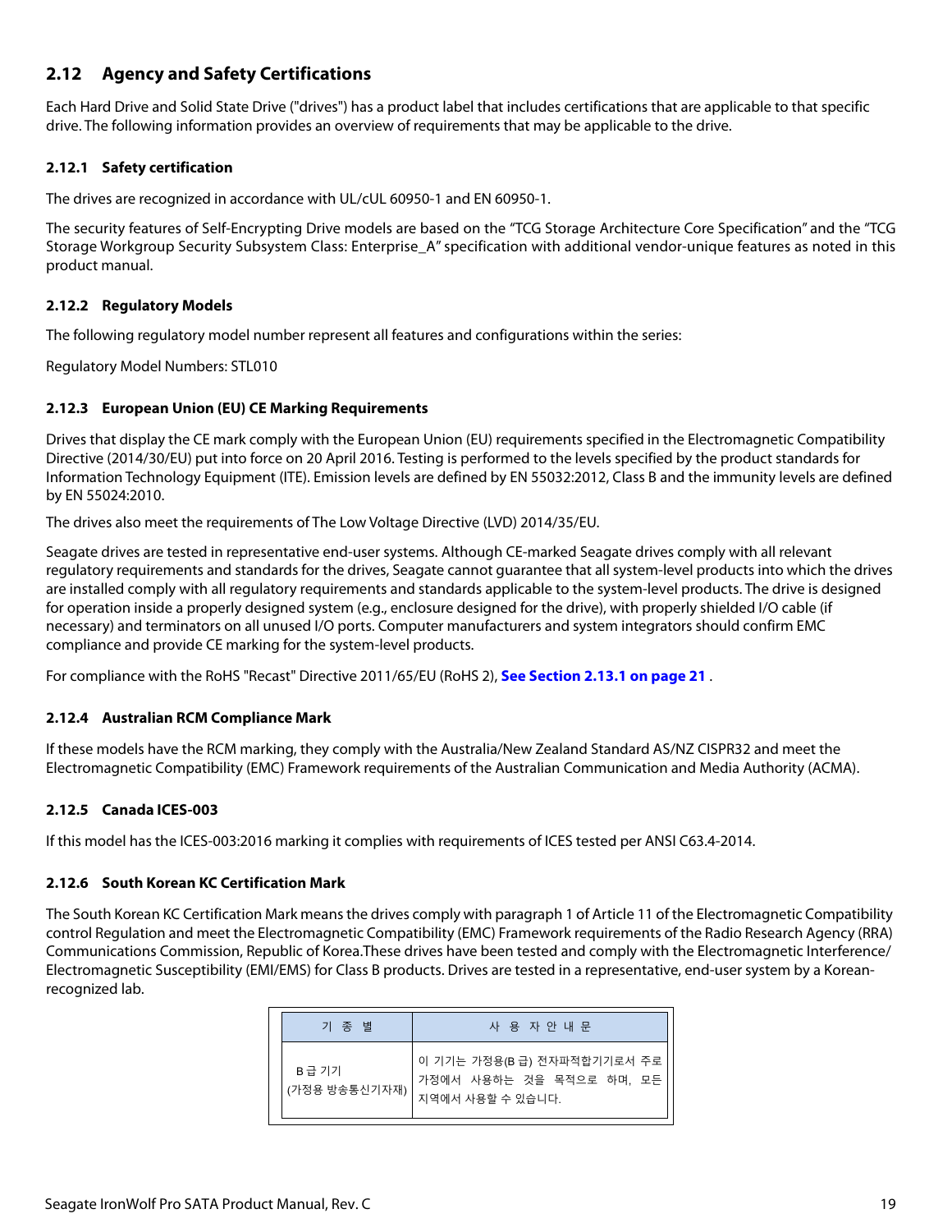## 2.12 Agency and Safety Certifications

Each Hard Drive and Solid State Drive ("drives") has a product label that includes certifications that are applicable to that specific drive. The following information provides an overview of requirements that may be applicable to the drive.

### 2.12.1 Safety certification

The drives are recognized in accordance with UL/cUL 60950-1 and EN 60950-1.

The security features of Self-Encrypting Drive models are based on the "TCG Storage Architecture Core Specification" and the "TCG Storage Workgroup Security Subsystem Class: Enterprise_A" specification with additional vendor-unique features as noted in this product manual.

### 2.12.2 Regulatory Models

The following regulatory model number represent all features and configurations within the series:

Regulatory Model Numbers: STL010

### 2.12.3 European Union (EU) CE Marking Requirements

Drives that display the CE mark comply with the European Union (EU) requirements specified in the Electromagnetic Compatibility Directive (2014/30/EU) put into force on 20 April 2016. Testing is performed to the levels specified by the product standards for Information Technology Equipment (ITE). Emission levels are defined by EN 55032:2012, Class B and the immunity levels are defined by EN 55024:2010.

The drives also meet the requirements of The Low Voltage Directive (LVD) 2014/35/EU.

Seagate drives are tested in representative end-user systems. Although CE-marked Seagate drives comply with all relevant regulatory requirements and standards for the drives, Seagate cannot guarantee that all system-level products into which the drives are installed comply with all regulatory requirements and standards applicable to the system-level products. The drive is designed for operation inside a properly designed system (e.g., enclosure designed for the drive), with properly shielded I/O cable (if necessary) and terminators on all unused I/O ports. Computer manufacturers and system integrators should confirm EMC compliance and provide CE marking for the system-level products.

For compliance with the RoHS "Recast" Directive 2011/65/EU (RoHS 2), **See Section 2.13.1 on page 21** .

### 2.12.4 Australian RCM Compliance Mark

If these models have the RCM marking, they comply with the Australia/New Zealand Standard AS/NZ CISPR32 and meet the Electromagnetic Compatibility (EMC) Framework requirements of the Australian Communication and Media Authority (ACMA).

### 2.12.5 Canada ICES-003

If this model has the ICES-003:2016 marking it complies with requirements of ICES tested per ANSI C63.4-2014.

### 2.12.6 South Korean KC Certification Mark

The South Korean KC Certification Mark means the drives comply with paragraph 1 of Article 11 of the Electromagnetic Compatibility control Regulation and meet the Electromagnetic Compatibility (EMC) Framework requirements of the Radio Research Agency (RRA) Communications Commission, Republic of Korea.These drives have been tested and comply with the Electromagnetic Interference/ Electromagnetic Susceptibility (EMI/EMS) for Class B products. Drives are tested in a representative, end-user system by a Korean-recognized lab.

| 기 종 별 | 사 용 자 안 내 문 |
|---|---|
| B 급 기기<br>(가정용 방송통신기자재) | 이 기기는 가정용(B 급) 전자파적합기기로서 주로 가정에서 사용하는 것을 목적으로 하며, 모든 지역에서 사용할 수 있습니다. |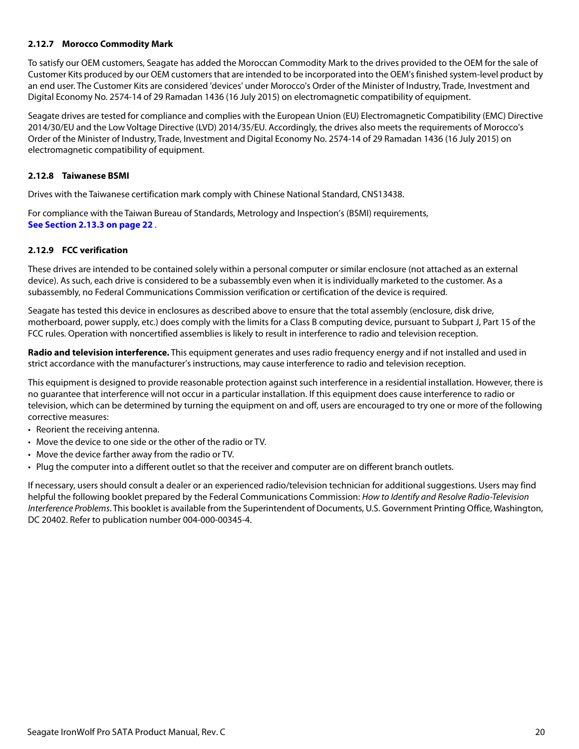### 2.12.7 Morocco Commodity Mark

To satisfy our OEM customers, Seagate has added the Moroccan Commodity Mark to the drives provided to the OEM for the sale of Customer Kits produced by our OEM customers that are intended to be incorporated into the OEM's finished system-level product by an end user. The Customer Kits are considered 'devices' under Morocco's Order of the Minister of Industry, Trade, Investment and Digital Economy No. 2574-14 of 29 Ramadan 1436 (16 July 2015) on electromagnetic compatibility of equipment.

Seagate drives are tested for compliance and complies with the European Union (EU) Electromagnetic Compatibility (EMC) Directive 2014/30/EU and the Low Voltage Directive (LVD) 2014/35/EU. Accordingly, the drives also meets the requirements of Morocco's Order of the Minister of Industry, Trade, Investment and Digital Economy No. 2574-14 of 29 Ramadan 1436 (16 July 2015) on electromagnetic compatibility of equipment.

### 2.12.8 Taiwanese BSMI

Drives with the Taiwanese certification mark comply with Chinese National Standard, CNS13438.

For compliance with the Taiwan Bureau of Standards, Metrology and Inspection's (BSMI) requirements, **See Section 2.13.3 on page 22** .

### 2.12.9 FCC verification

These drives are intended to be contained solely within a personal computer or similar enclosure (not attached as an external device). As such, each drive is considered to be a subassembly even when it is individually marketed to the customer. As a subassembly, no Federal Communications Commission verification or certification of the device is required.

Seagate has tested this device in enclosures as described above to ensure that the total assembly (enclosure, disk drive, motherboard, power supply, etc.) does comply with the limits for a Class B computing device, pursuant to Subpart J, Part 15 of the FCC rules. Operation with noncertified assemblies is likely to result in interference to radio and television reception.

**Radio and television interference.** This equipment generates and uses radio frequency energy and if not installed and used in strict accordance with the manufacturer's instructions, may cause interference to radio and television reception.

This equipment is designed to provide reasonable protection against such interference in a residential installation. However, there is no guarantee that interference will not occur in a particular installation. If this equipment does cause interference to radio or television, which can be determined by turning the equipment on and off, users are encouraged to try one or more of the following corrective measures:

- Reorient the receiving antenna.
- Move the device to one side or the other of the radio or TV.
- Move the device farther away from the radio or TV.
- Plug the computer into a different outlet so that the receiver and computer are on different branch outlets.

If necessary, users should consult a dealer or an experienced radio/television technician for additional suggestions. Users may find helpful the following booklet prepared by the Federal Communications Commission: *How to Identify and Resolve Radio-Television Interference Problems*. This booklet is available from the Superintendent of Documents, U.S. Government Printing Office, Washington, DC 20402. Refer to publication number 004-000-00345-4.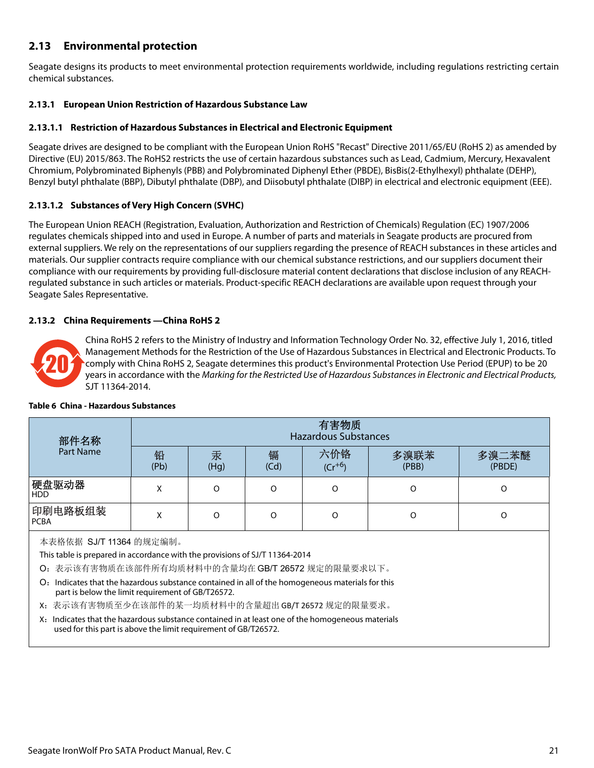## 2.13 Environmental protection

Seagate designs its products to meet environmental protection requirements worldwide, including regulations restricting certain chemical substances.

### 2.13.1 European Union Restriction of Hazardous Substance Law

#### 2.13.1.1 Restriction of Hazardous Substances in Electrical and Electronic Equipment

Seagate drives are designed to be compliant with the European Union RoHS "Recast" Directive 2011/65/EU (RoHS 2) as amended by Directive (EU) 2015/863. The RoHS2 restricts the use of certain hazardous substances such as Lead, Cadmium, Mercury, Hexavalent Chromium, Polybrominated Biphenyls (PBB) and Polybrominated Diphenyl Ether (PBDE), BisBis(2-Ethylhexyl) phthalate (DEHP), Benzyl butyl phthalate (BBP), Dibutyl phthalate (DBP), and Diisobutyl phthalate (DIBP) in electrical and electronic equipment (EEE).

#### 2.13.1.2 Substances of Very High Concern (SVHC)

The European Union REACH (Registration, Evaluation, Authorization and Restriction of Chemicals) Regulation (EC) 1907/2006 regulates chemicals shipped into and used in Europe. A number of parts and materials in Seagate products are procured from external suppliers. We rely on the representations of our suppliers regarding the presence of REACH substances in these articles and materials. Our supplier contracts require compliance with our chemical substance restrictions, and our suppliers document their compliance with our requirements by providing full-disclosure material content declarations that disclose inclusion of any REACH-regulated substance in such articles or materials. Product-specific REACH declarations are available upon request through your Seagate Sales Representative.

### 2.13.2 China Requirements —China RoHS 2

China RoHS 2 refers to the Ministry of Industry and Information Technology Order No. 32, effective July 1, 2016, titled Management Methods for the Restriction of the Use of Hazardous Substances in Electrical and Electronic Products. To comply with China RoHS 2, Seagate determines this product's Environmental Protection Use Period (EPUP) to be 20 years in accordance with the *Marking for the Restricted Use of Hazardous Substances in Electronic and Electrical Products,* SJT 11364-2014.

**Table 6 China - Hazardous Substances**

| 部件名称<br>Part Name | 有害物质<br>Hazardous Substances | | | | | |
|---|---|---|---|---|---|---|
| | 铅<br>(Pb) | 汞<br>(Hg) | 镉<br>(Cd) | 六价铬<br>$(Cr^{+6})$ | 多溴联苯<br>(PBB) | 多溴二苯醚<br>(PBDE) |
| 硬盘驱动器<br>HDD | X | O | O | O | O | O |
| 印刷电路板组装<br>PCBA | X | O | O | O | O | O |

本表格依据 SJ/T 11364 的规定编制。

This table is prepared in accordance with the provisions of SJ/T 11364-2014

O：表示该有害物质在该部件所有均质材料中的含量均在 GB/T 26572 规定的限量要求以下。

O：Indicates that the hazardous substance contained in all of the homogeneous materials for this part is below the limit requirement of GB/T26572.

X：表示该有害物质至少在该部件的某一均质材料中的含量超出 GB/T 26572 规定的限量要求。

X：Indicates that the hazardous substance contained in at least one of the homogeneous materials used for this part is above the limit requirement of GB/T26572.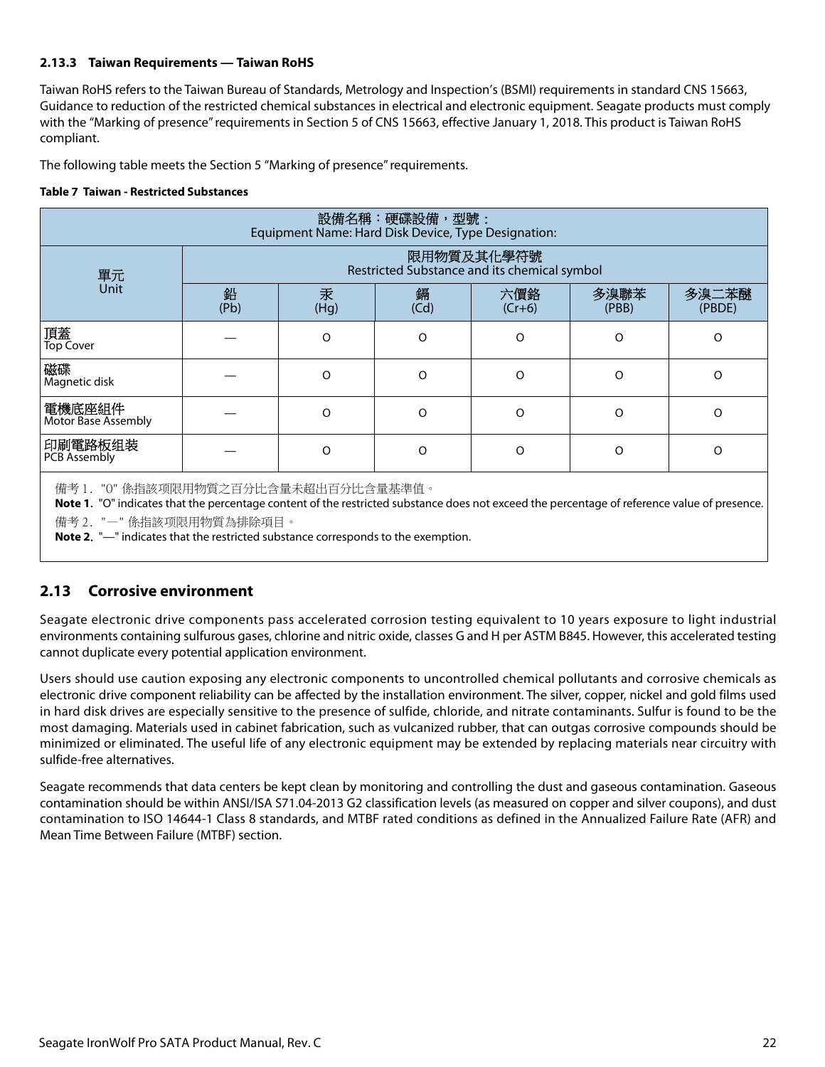#### 2.13.3 Taiwan Requirements — Taiwan RoHS

Taiwan RoHS refers to the Taiwan Bureau of Standards, Metrology and Inspection's (BSMI) requirements in standard CNS 15663, Guidance to reduction of the restricted chemical substances in electrical and electronic equipment. Seagate products must comply with the "Marking of presence" requirements in Section 5 of CNS 15663, effective January 1, 2018. This product is Taiwan RoHS compliant.

The following table meets the Section 5 "Marking of presence" requirements.

**Table 7 Taiwan - Restricted Substances**

| 設備名稱：硬碟設備，型號：<br>Equipment Name: Hard Disk Device, Type Designation: | | | | | | |
|---|---|---|---|---|---|---|
| 單元<br>Unit | 限用物質及其化學符號<br>Restricted Substance and its chemical symbol | | | | | |
| | 鉛<br>(Pb) | 汞<br>(Hg) | 鎘<br>(Cd) | 六價鉻<br>(Cr+6) | 多溴聯苯<br>(PBB) | 多溴二苯醚<br>(PBDE) |
| 頂蓋<br>Top Cover | — | O | O | O | O | O |
| 磁碟<br>Magnetic disk | — | O | O | O | O | O |
| 電機底座組件<br>Motor Base Assembly | — | O | O | O | O | O |
| 印刷電路板组装<br>PCB Assembly | — | O | O | O | O | O |

備考 1. "O" 係指該项限用物質之百分比含量未超出百分比含量基準值。
**Note 1.** "O" indicates that the percentage content of the restricted substance does not exceed the percentage of reference value of presence.
備考 2. "—" 係指該项限用物質為排除項目。
**Note 2.** "—" indicates that the restricted substance corresponds to the exemption.

## 2.13 Corrosive environment

Seagate electronic drive components pass accelerated corrosion testing equivalent to 10 years exposure to light industrial environments containing sulfurous gases, chlorine and nitric oxide, classes G and H per ASTM B845. However, this accelerated testing cannot duplicate every potential application environment.

Users should use caution exposing any electronic components to uncontrolled chemical pollutants and corrosive chemicals as electronic drive component reliability can be affected by the installation environment. The silver, copper, nickel and gold films used in hard disk drives are especially sensitive to the presence of sulfide, chloride, and nitrate contaminants. Sulfur is found to be the most damaging. Materials used in cabinet fabrication, such as vulcanized rubber, that can outgas corrosive compounds should be minimized or eliminated. The useful life of any electronic equipment may be extended by replacing materials near circuitry with sulfide-free alternatives.

Seagate recommends that data centers be kept clean by monitoring and controlling the dust and gaseous contamination. Gaseous contamination should be within ANSI/ISA S71.04-2013 G2 classification levels (as measured on copper and silver coupons), and dust contamination to ISO 14644-1 Class 8 standards, and MTBF rated conditions as defined in the Annualized Failure Rate (AFR) and Mean Time Between Failure (MTBF) section.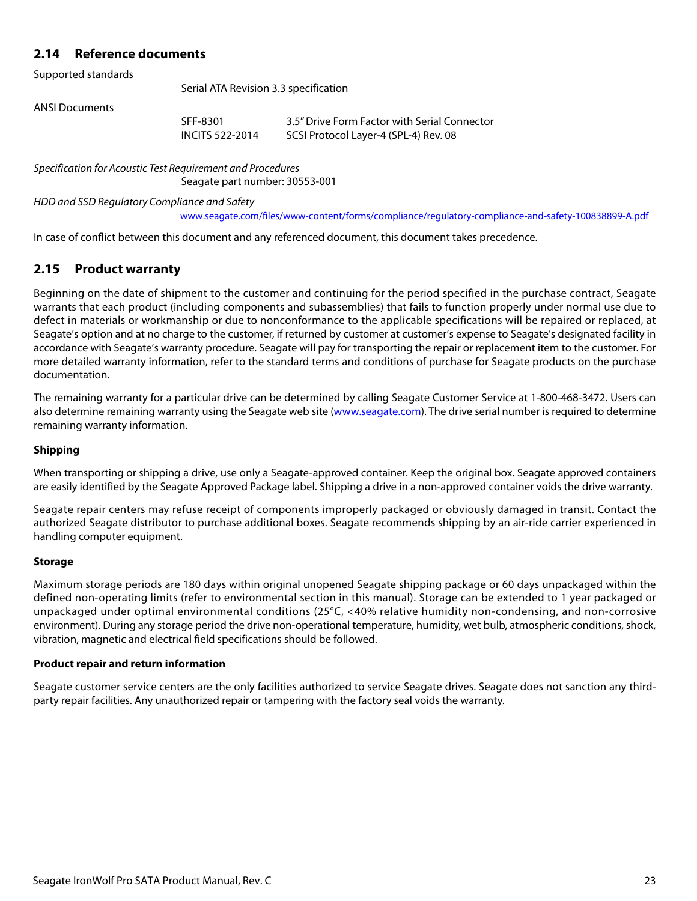## 2.14 Reference documents

Supported standards

Serial ATA Revision 3.3 specification

ANSI Documents

| | |
|---|---|
| SFF-8301 | 3.5" Drive Form Factor with Serial Connector |
| INCITS 522-2014 | SCSI Protocol Layer-4 (SPL-4) Rev. 08 |

*Specification for Acoustic Test Requirement and Procedures*

Seagate part number: 30553-001

*HDD and SSD Regulatory Compliance and Safety*

www.seagate.com/files/www-content/forms/compliance/regulatory-compliance-and-safety-100838899-A.pdf

In case of conflict between this document and any referenced document, this document takes precedence.

## 2.15 Product warranty

Beginning on the date of shipment to the customer and continuing for the period specified in the purchase contract, Seagate warrants that each product (including components and subassemblies) that fails to function properly under normal use due to defect in materials or workmanship or due to nonconformance to the applicable specifications will be repaired or replaced, at Seagate's option and at no charge to the customer, if returned by customer at customer's expense to Seagate's designated facility in accordance with Seagate's warranty procedure. Seagate will pay for transporting the repair or replacement item to the customer. For more detailed warranty information, refer to the standard terms and conditions of purchase for Seagate products on the purchase documentation.

The remaining warranty for a particular drive can be determined by calling Seagate Customer Service at 1-800-468-3472. Users can also determine remaining warranty using the Seagate web site (www.seagate.com). The drive serial number is required to determine remaining warranty information.

**Shipping**

When transporting or shipping a drive, use only a Seagate-approved container. Keep the original box. Seagate approved containers are easily identified by the Seagate Approved Package label. Shipping a drive in a non-approved container voids the drive warranty.

Seagate repair centers may refuse receipt of components improperly packaged or obviously damaged in transit. Contact the authorized Seagate distributor to purchase additional boxes. Seagate recommends shipping by an air-ride carrier experienced in handling computer equipment.

**Storage**

Maximum storage periods are 180 days within original unopened Seagate shipping package or 60 days unpackaged within the defined non-operating limits (refer to environmental section in this manual). Storage can be extended to 1 year packaged or unpackaged under optimal environmental conditions (25°C, <40% relative humidity non-condensing, and non-corrosive environment). During any storage period the drive non-operational temperature, humidity, wet bulb, atmospheric conditions, shock, vibration, magnetic and electrical field specifications should be followed.

**Product repair and return information**

Seagate customer service centers are the only facilities authorized to service Seagate drives. Seagate does not sanction any third-party repair facilities. Any unauthorized repair or tampering with the factory seal voids the warranty.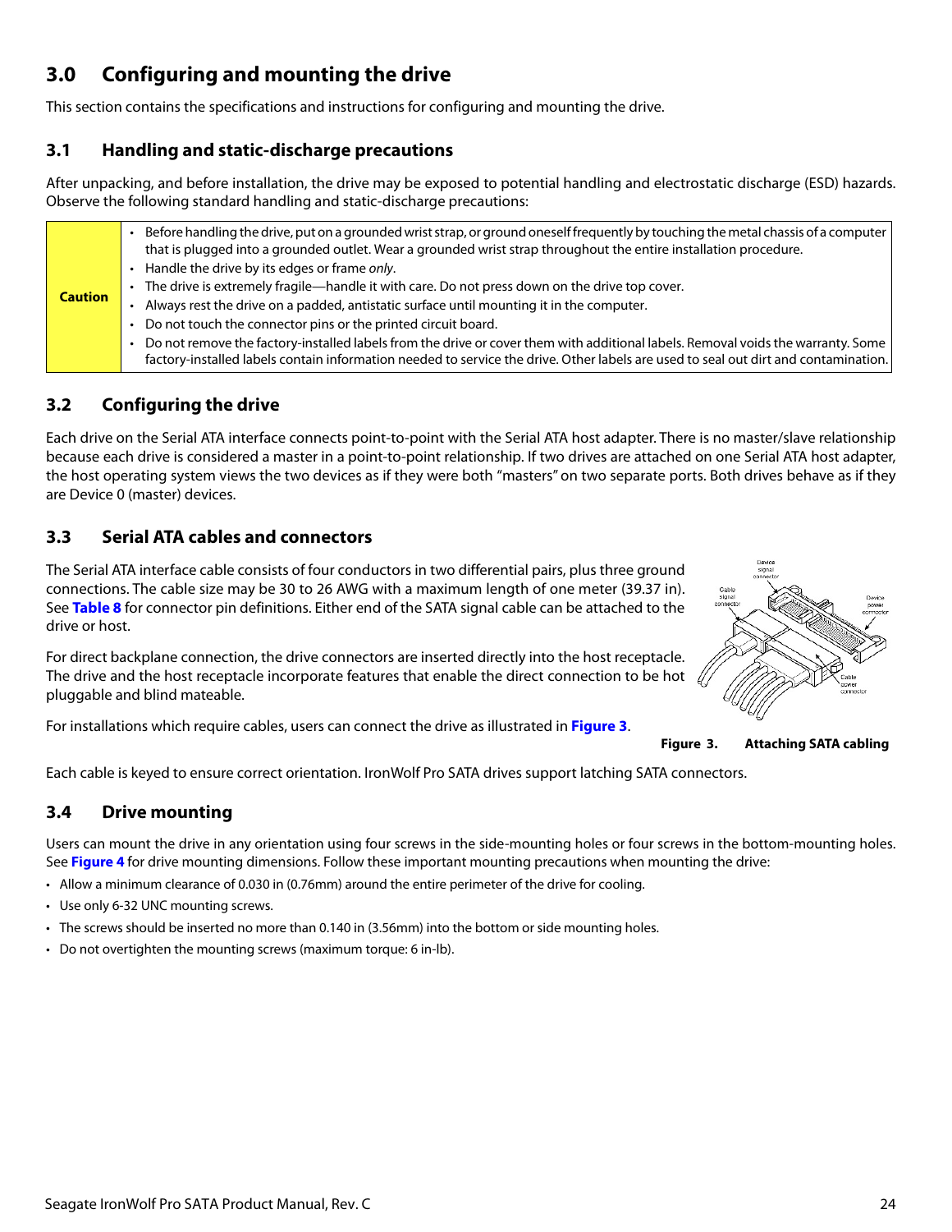# 3.0 Configuring and mounting the drive

This section contains the specifications and instructions for configuring and mounting the drive.

## 3.1 Handling and static-discharge precautions

After unpacking, and before installation, the drive may be exposed to potential handling and electrostatic discharge (ESD) hazards. Observe the following standard handling and static-discharge precautions:

| **Caution** | • Before handling the drive, put on a grounded wrist strap, or ground oneself frequently by touching the metal chassis of a computer that is plugged into a grounded outlet. Wear a grounded wrist strap throughout the entire installation procedure.<br>• Handle the drive by its edges or frame *only*.<br>• The drive is extremely fragile—handle it with care. Do not press down on the drive top cover.<br>• Always rest the drive on a padded, antistatic surface until mounting it in the computer.<br>• Do not touch the connector pins or the printed circuit board.<br>• Do not remove the factory-installed labels from the drive or cover them with additional labels. Removal voids the warranty. Some factory-installed labels contain information needed to service the drive. Other labels are used to seal out dirt and contamination. |
|---|---|

## 3.2 Configuring the drive

Each drive on the Serial ATA interface connects point-to-point with the Serial ATA host adapter. There is no master/slave relationship because each drive is considered a master in a point-to-point relationship. If two drives are attached on one Serial ATA host adapter, the host operating system views the two devices as if they were both "masters" on two separate ports. Both drives behave as if they are Device 0 (master) devices.

## 3.3 Serial ATA cables and connectors

The Serial ATA interface cable consists of four conductors in two differential pairs, plus three ground connections. The cable size may be 30 to 26 AWG with a maximum length of one meter (39.37 in). See **Table 8** for connector pin definitions. Either end of the SATA signal cable can be attached to the drive or host.

For direct backplane connection, the drive connectors are inserted directly into the host receptacle. The drive and the host receptacle incorporate features that enable the direct connection to be hot pluggable and blind mateable.

For installations which require cables, users can connect the drive as illustrated in **Figure 3**.

**Figure 3. Attaching SATA cabling**

Each cable is keyed to ensure correct orientation. IronWolf Pro SATA drives support latching SATA connectors.

## 3.4 Drive mounting

Users can mount the drive in any orientation using four screws in the side-mounting holes or four screws in the bottom-mounting holes. See **Figure 4** for drive mounting dimensions. Follow these important mounting precautions when mounting the drive:

- Allow a minimum clearance of 0.030 in (0.76mm) around the entire perimeter of the drive for cooling.
- Use only 6-32 UNC mounting screws.
- The screws should be inserted no more than 0.140 in (3.56mm) into the bottom or side mounting holes.
- Do not overtighten the mounting screws (maximum torque: 6 in-lb).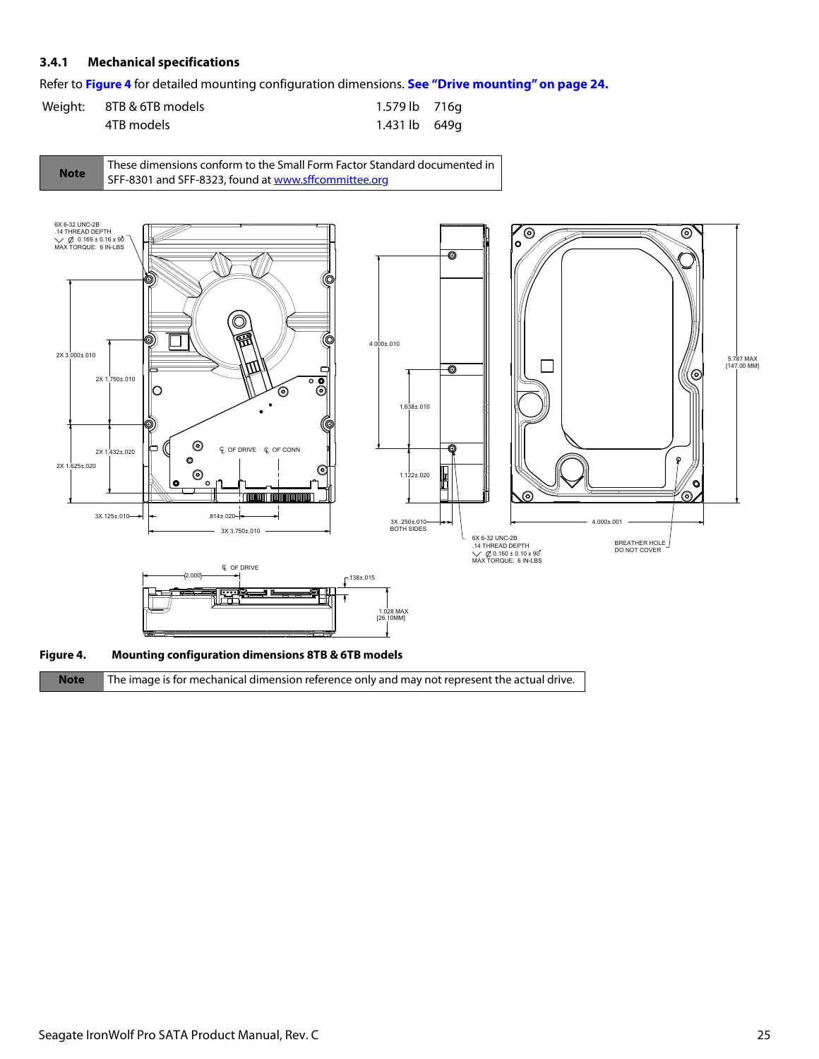### 3.4.1 Mechanical specifications

Refer to **Figure 4** for detailed mounting configuration dimensions. **See "Drive mounting" on page 24.**

| Weight: | 8TB & 6TB models | 1.579 lb | 716g |
|---|---|---|---|
| | 4TB models | 1.431 lb | 649g |

| **Note** | These dimensions conform to the Small Form Factor Standard documented in SFF-8301 and SFF-8323, found at www.sffcommittee.org |
|---|---|

**Figure 4. Mounting configuration dimensions 8TB & 6TB models**

| **Note** | The image is for mechanical dimension reference only and may not represent the actual drive. |
|---|---|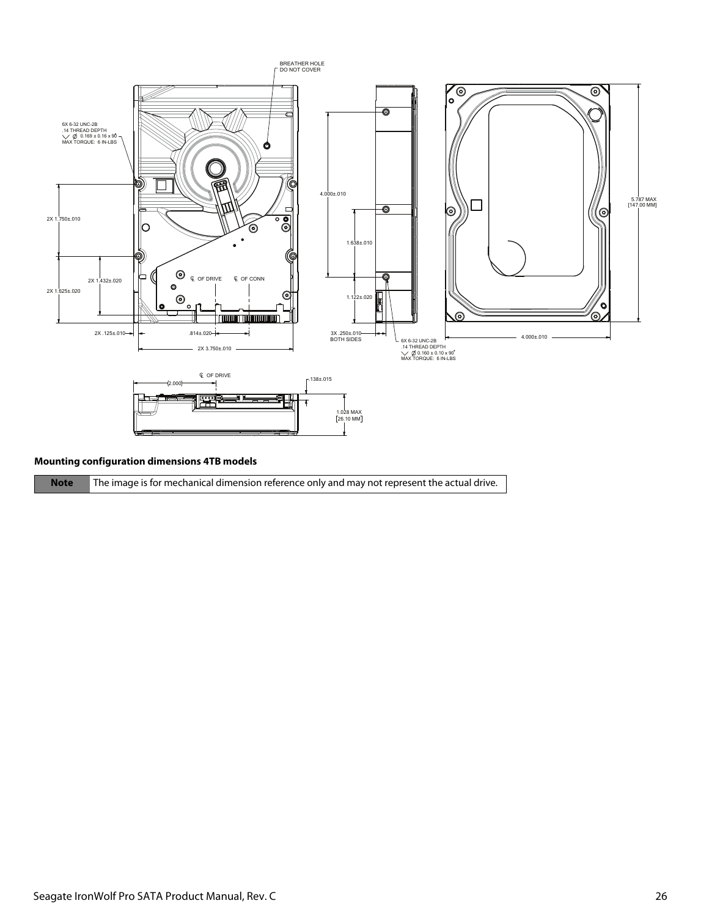**Mounting configuration dimensions 4TB models**

| Note | The image is for mechanical dimension reference only and may not represent the actual drive. |
| --- | --- |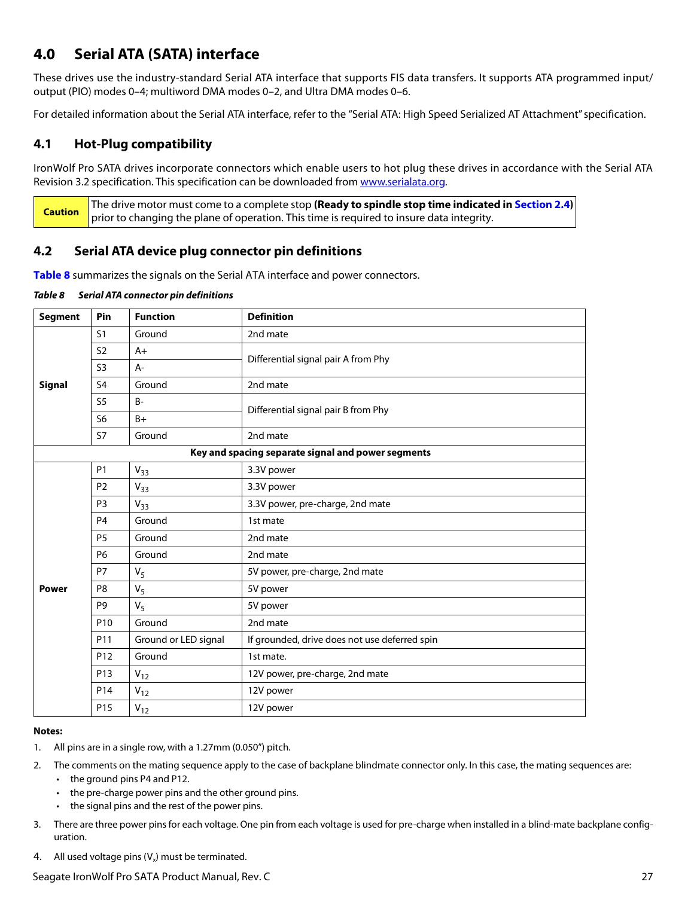## 4.0 Serial ATA (SATA) interface

These drives use the industry-standard Serial ATA interface that supports FIS data transfers. It supports ATA programmed input/output (PIO) modes 0–4; multiword DMA modes 0–2, and Ultra DMA modes 0–6.

For detailed information about the Serial ATA interface, refer to the “Serial ATA: High Speed Serialized AT Attachment” specification.

### 4.1 Hot-Plug compatibility

IronWolf Pro SATA drives incorporate connectors which enable users to hot plug these drives in accordance with the Serial ATA Revision 3.2 specification. This specification can be downloaded from www.serialata.org.

| Caution | The drive motor must come to a complete stop **(Ready to spindle stop time indicated in Section 2.4)** prior to changing the plane of operation. This time is required to insure data integrity. |
|---|---|

### 4.2 Serial ATA device plug connector pin definitions

**Table 8** summarizes the signals on the Serial ATA interface and power connectors.

***Table 8 Serial ATA connector pin definitions***

| Segment | Pin | Function | Definition |
|---|---|---|---|
| **Signal** | S1 | Ground | 2nd mate |
| | S2 | A+ | Differential signal pair A from Phy |
| | S3 | A- | |
| | S4 | Ground | 2nd mate |
| | S5 | B- | Differential signal pair B from Phy |
| | S6 | B+ | |
| | S7 | Ground | 2nd mate |
| **Key and spacing separate signal and power segments** | | | |
| **Power** | P1 | $V_{33}$ | 3.3V power |
| | P2 | $V_{33}$ | 3.3V power |
| | P3 | $V_{33}$ | 3.3V power, pre-charge, 2nd mate |
| | P4 | Ground | 1st mate |
| | P5 | Ground | 2nd mate |
| | P6 | Ground | 2nd mate |
| | P7 | $V_5$ | 5V power, pre-charge, 2nd mate |
| | P8 | $V_5$ | 5V power |
| | P9 | $V_5$ | 5V power |
| | P10 | Ground | 2nd mate |
| | P11 | Ground or LED signal | If grounded, drive does not use deferred spin |
| | P12 | Ground | 1st mate. |
| | P13 | $V_{12}$ | 12V power, pre-charge, 2nd mate |
| | P14 | $V_{12}$ | 12V power |
| | P15 | $V_{12}$ | 12V power |

**Notes:**

1. All pins are in a single row, with a 1.27mm (0.050”) pitch.
2. The comments on the mating sequence apply to the case of backplane blindmate connector only. In this case, the mating sequences are:
   - the ground pins P4 and P12.
   - the pre-charge power pins and the other ground pins.
   - the signal pins and the rest of the power pins.
3. There are three power pins for each voltage. One pin from each voltage is used for pre-charge when installed in a blind-mate backplane configuration.
4. All used voltage pins ($V_x$) must be terminated.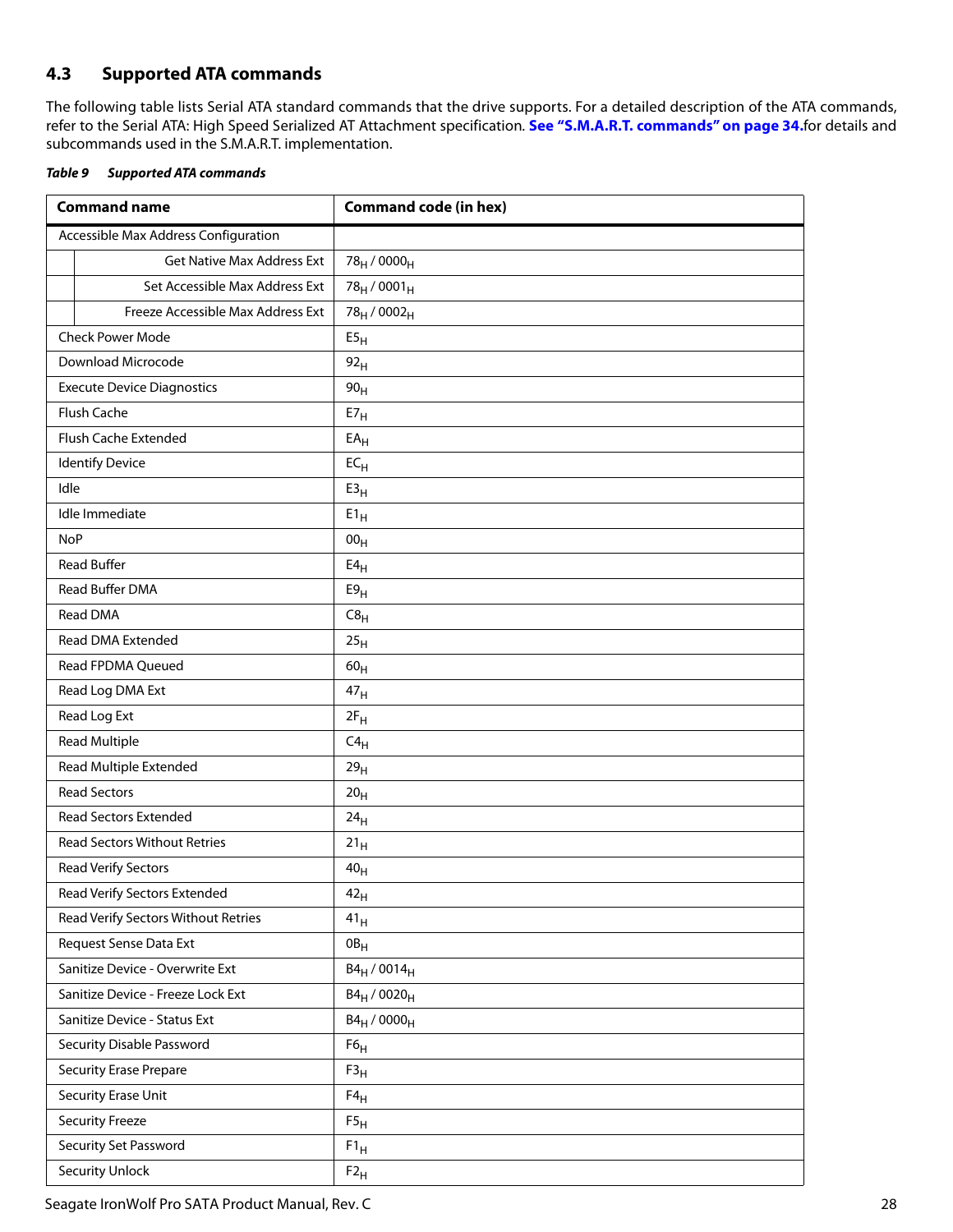## 4.3 Supported ATA commands

The following table lists Serial ATA standard commands that the drive supports. For a detailed description of the ATA commands, refer to the Serial ATA: High Speed Serialized AT Attachment specification. **See "S.M.A.R.T. commands" on page 34.** for details and subcommands used in the S.M.A.R.T. implementation.

***Table 9 Supported ATA commands***

| Command name | Command code (in hex) |
|---|---|
| Accessible Max Address Configuration | |
| Get Native Max Address Ext | $78_H$ / $0000_H$ |
| Set Accessible Max Address Ext | $78_H$ / $0001_H$ |
| Freeze Accessible Max Address Ext | $78_H$ / $0002_H$ |
| Check Power Mode | $E5_H$ |
| Download Microcode | $92_H$ |
| Execute Device Diagnostics | $90_H$ |
| Flush Cache | $E7_H$ |
| Flush Cache Extended | $EA_H$ |
| Identify Device | $EC_H$ |
| Idle | $E3_H$ |
| Idle Immediate | $E1_H$ |
| NoP | $00_H$ |
| Read Buffer | $E4_H$ |
| Read Buffer DMA | $E9_H$ |
| Read DMA | $C8_H$ |
| Read DMA Extended | $25_H$ |
| Read FPDMA Queued | $60_H$ |
| Read Log DMA Ext | $47_H$ |
| Read Log Ext | $2F_H$ |
| Read Multiple | $C4_H$ |
| Read Multiple Extended | $29_H$ |
| Read Sectors | $20_H$ |
| Read Sectors Extended | $24_H$ |
| Read Sectors Without Retries | $21_H$ |
| Read Verify Sectors | $40_H$ |
| Read Verify Sectors Extended | $42_H$ |
| Read Verify Sectors Without Retries | $41_H$ |
| Request Sense Data Ext | $0B_H$ |
| Sanitize Device - Overwrite Ext | $B4_H$ / $0014_H$ |
| Sanitize Device - Freeze Lock Ext | $B4_H$ / $0020_H$ |
| Sanitize Device - Status Ext | $B4_H$ / $0000_H$ |
| Security Disable Password | $F6_H$ |
| Security Erase Prepare | $F3_H$ |
| Security Erase Unit | $F4_H$ |
| Security Freeze | $F5_H$ |
| Security Set Password | $F1_H$ |
| Security Unlock | $F2_H$ |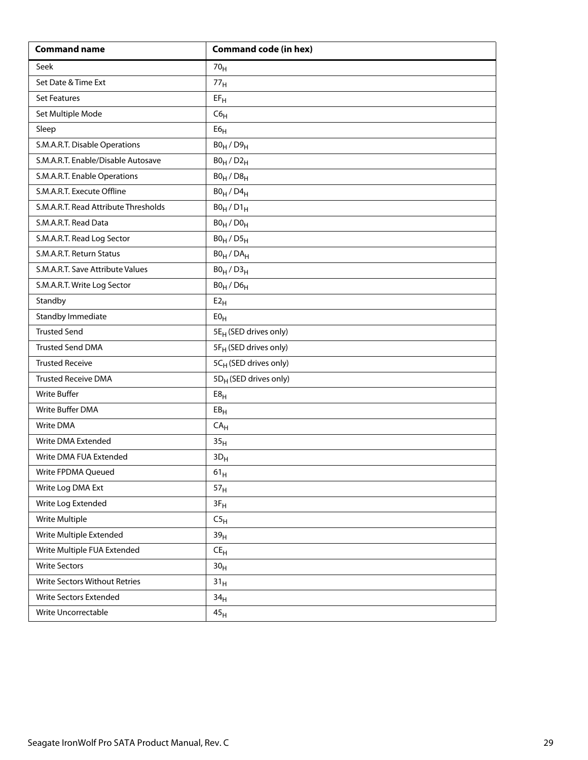| Command name | Command code (in hex) |
| --- | --- |
| Seek | $70_H$ |
| Set Date & Time Ext | $77_H$ |
| Set Features | $EF_H$ |
| Set Multiple Mode | $C6_H$ |
| Sleep | $E6_H$ |
| S.M.A.R.T. Disable Operations | $B0_H$ / $D9_H$ |
| S.M.A.R.T. Enable/Disable Autosave | $B0_H$ / $D2_H$ |
| S.M.A.R.T. Enable Operations | $B0_H$ / $D8_H$ |
| S.M.A.R.T. Execute Offline | $B0_H$ / $D4_H$ |
| S.M.A.R.T. Read Attribute Thresholds | $B0_H$ / $D1_H$ |
| S.M.A.R.T. Read Data | $B0_H$ / $D0_H$ |
| S.M.A.R.T. Read Log Sector | $B0_H$ / $D5_H$ |
| S.M.A.R.T. Return Status | $B0_H$ / $DA_H$ |
| S.M.A.R.T. Save Attribute Values | $B0_H$ / $D3_H$ |
| S.M.A.R.T. Write Log Sector | $B0_H$ / $D6_H$ |
| Standby | $E2_H$ |
| Standby Immediate | $E0_H$ |
| Trusted Send | $5E_H$ (SED drives only) |
| Trusted Send DMA | $5F_H$ (SED drives only) |
| Trusted Receive | $5C_H$ (SED drives only) |
| Trusted Receive DMA | $5D_H$ (SED drives only) |
| Write Buffer | $E8_H$ |
| Write Buffer DMA | $EB_H$ |
| Write DMA | $CA_H$ |
| Write DMA Extended | $35_H$ |
| Write DMA FUA Extended | $3D_H$ |
| Write FPDMA Queued | $61_H$ |
| Write Log DMA Ext | $57_H$ |
| Write Log Extended | $3F_H$ |
| Write Multiple | $C5_H$ |
| Write Multiple Extended | $39_H$ |
| Write Multiple FUA Extended | $CE_H$ |
| Write Sectors | $30_H$ |
| Write Sectors Without Retries | $31_H$ |
| Write Sectors Extended | $34_H$ |
| Write Uncorrectable | $45_H$ |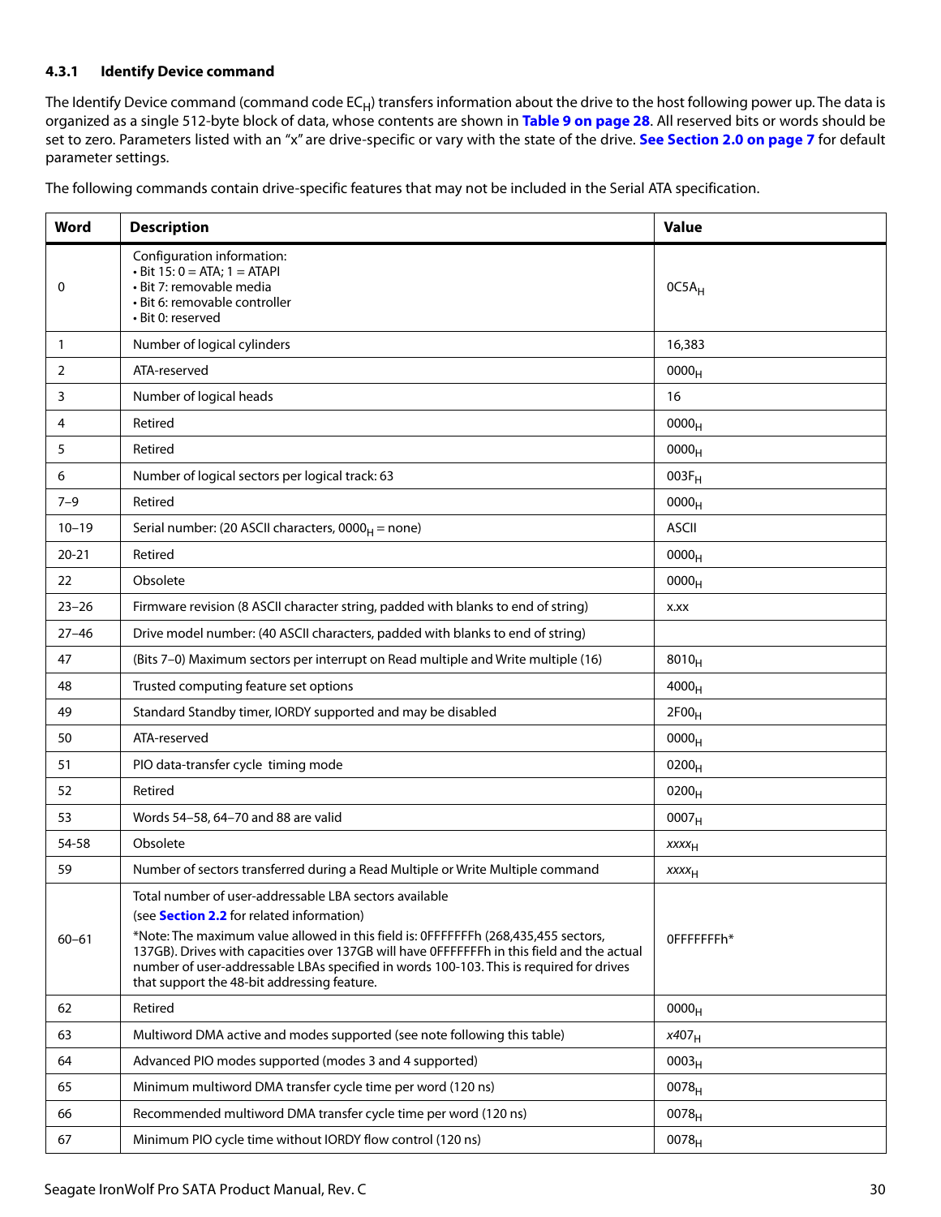### 4.3.1 Identify Device command

The Identify Device command (command code $EC_H$) transfers information about the drive to the host following power up. The data is organized as a single 512-byte block of data, whose contents are shown in **Table 9 on page 28**. All reserved bits or words should be set to zero. Parameters listed with an "x" are drive-specific or vary with the state of the drive. **See Section 2.0 on page 7** for default parameter settings.

The following commands contain drive-specific features that may not be included in the Serial ATA specification.

| Word | Description | Value |
|---|---|---|
| 0 | Configuration information:<br>• Bit 15: 0 = ATA; 1 = ATAPI<br>• Bit 7: removable media<br>• Bit 6: removable controller<br>• Bit 0: reserved | $0C5A_H$ |
| 1 | Number of logical cylinders | 16,383 |
| 2 | ATA-reserved | $0000_H$ |
| 3 | Number of logical heads | 16 |
| 4 | Retired | $0000_H$ |
| 5 | Retired | $0000_H$ |
| 6 | Number of logical sectors per logical track: 63 | $003F_H$ |
| 7–9 | Retired | $0000_H$ |
| 10–19 | Serial number: (20 ASCII characters, $0000_H$ = none) | ASCII |
| 20-21 | Retired | $0000_H$ |
| 22 | Obsolete | $0000_H$ |
| 23–26 | Firmware revision (8 ASCII character string, padded with blanks to end of string) | x.xx |
| 27–46 | Drive model number: (40 ASCII characters, padded with blanks to end of string) | |
| 47 | (Bits 7–0) Maximum sectors per interrupt on Read multiple and Write multiple (16) | $8010_H$ |
| 48 | Trusted computing feature set options | $4000_H$ |
| 49 | Standard Standby timer, IORDY supported and may be disabled | $2F00_H$ |
| 50 | ATA-reserved | $0000_H$ |
| 51 | PIO data-transfer cycle timing mode | $0200_H$ |
| 52 | Retired | $0200_H$ |
| 53 | Words 54–58, 64–70 and 88 are valid | $0007_H$ |
| 54-58 | Obsolete | $xxxx_H$ |
| 59 | Number of sectors transferred during a Read Multiple or Write Multiple command | $xxxx_H$ |
| 60–61 | Total number of user-addressable LBA sectors available<br>(see **Section 2.2** for related information)<br>*Note: The maximum value allowed in this field is: 0FFFFFFFh (268,435,455 sectors, 137GB). Drives with capacities over 137GB will have 0FFFFFFFh in this field and the actual number of user-addressable LBAs specified in words 100-103. This is required for drives that support the 48-bit addressing feature. | 0FFFFFFFh* |
| 62 | Retired | $0000_H$ |
| 63 | Multiword DMA active and modes supported (see note following this table) | $x407_H$ |
| 64 | Advanced PIO modes supported (modes 3 and 4 supported) | $0003_H$ |
| 65 | Minimum multiword DMA transfer cycle time per word (120 ns) | $0078_H$ |
| 66 | Recommended multiword DMA transfer cycle time per word (120 ns) | $0078_H$ |
| 67 | Minimum PIO cycle time without IORDY flow control (120 ns) | $0078_H$ |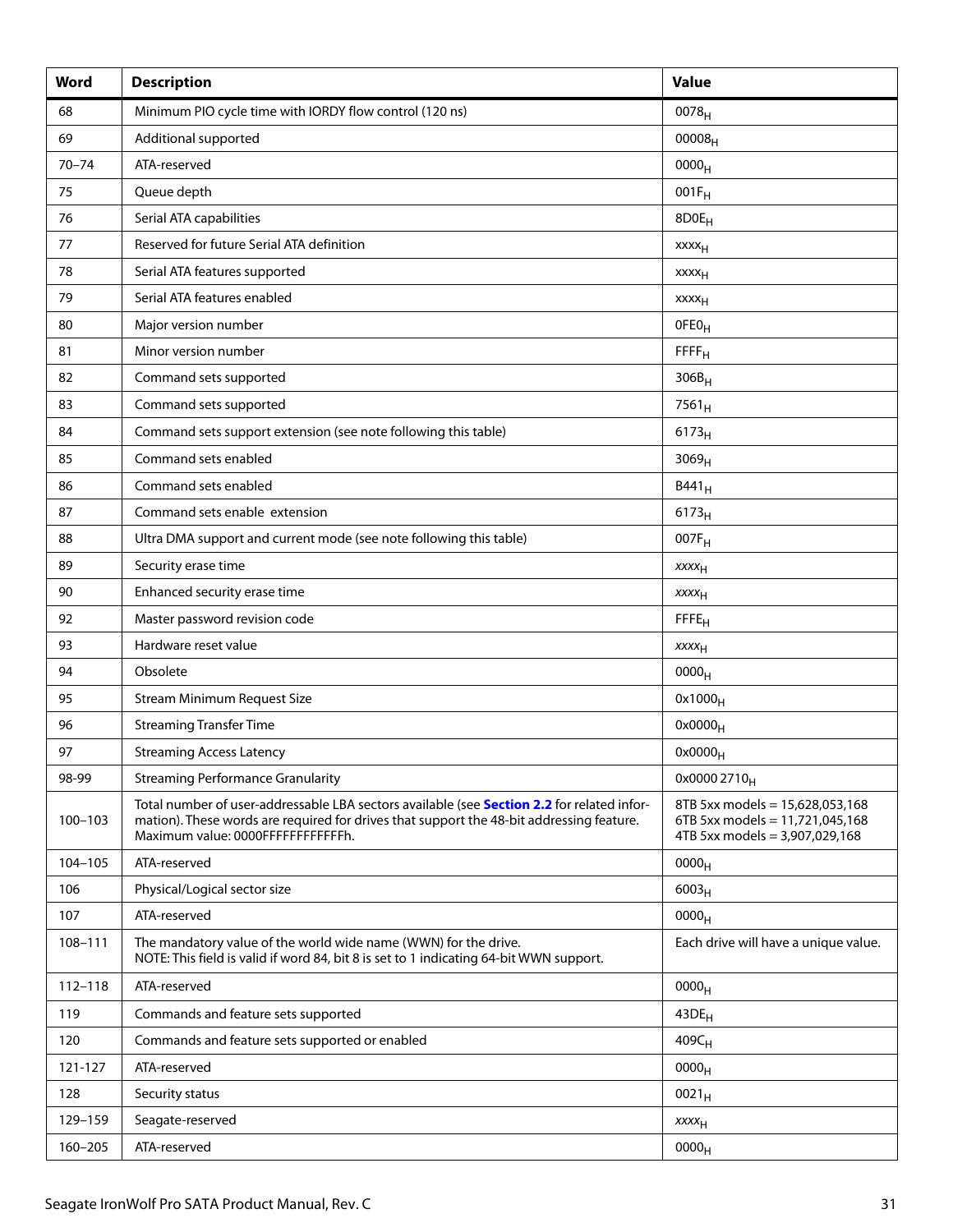| Word | Description | Value |
|---|---|---|
| 68 | Minimum PIO cycle time with IORDY flow control (120 ns) | $0078_H$ |
| 69 | Additional supported | $00008_H$ |
| 70–74 | ATA-reserved | $0000_H$ |
| 75 | Queue depth | $001F_H$ |
| 76 | Serial ATA capabilities | $8D0E_H$ |
| 77 | Reserved for future Serial ATA definition | $xxxx_H$ |
| 78 | Serial ATA features supported | $xxxx_H$ |
| 79 | Serial ATA features enabled | $xxxx_H$ |
| 80 | Major version number | $0FE0_H$ |
| 81 | Minor version number | $FFFF_H$ |
| 82 | Command sets supported | $306B_H$ |
| 83 | Command sets supported | $7561_H$ |
| 84 | Command sets support extension (see note following this table) | $6173_H$ |
| 85 | Command sets enabled | $3069_H$ |
| 86 | Command sets enabled | $B441_H$ |
| 87 | Command sets enable extension | $6173_H$ |
| 88 | Ultra DMA support and current mode (see note following this table) | $007F_H$ |
| 89 | Security erase time | $xxxx_H$ |
| 90 | Enhanced security erase time | $xxxx_H$ |
| 92 | Master password revision code | $FFFE_H$ |
| 93 | Hardware reset value | $xxxx_H$ |
| 94 | Obsolete | $0000_H$ |
| 95 | Stream Minimum Request Size | $0x1000_H$ |
| 96 | Streaming Transfer Time | $0x0000_H$ |
| 97 | Streaming Access Latency | $0x0000_H$ |
| 98-99 | Streaming Performance Granularity | $0x0000\ 2710_H$ |
| 100–103 | Total number of user-addressable LBA sectors available (see **Section 2.2** for related information). These words are required for drives that support the 48-bit addressing feature. Maximum value: 0000FFFFFFFFFFFFh. | 8TB 5xx models = 15,628,053,168<br>6TB 5xx models = 11,721,045,168<br>4TB 5xx models = 3,907,029,168 |
| 104–105 | ATA-reserved | $0000_H$ |
| 106 | Physical/Logical sector size | $6003_H$ |
| 107 | ATA-reserved | $0000_H$ |
| 108–111 | The mandatory value of the world wide name (WWN) for the drive.<br>NOTE: This field is valid if word 84, bit 8 is set to 1 indicating 64-bit WWN support. | Each drive will have a unique value. |
| 112–118 | ATA-reserved | $0000_H$ |
| 119 | Commands and feature sets supported | $43DE_H$ |
| 120 | Commands and feature sets supported or enabled | $409C_H$ |
| 121-127 | ATA-reserved | $0000_H$ |
| 128 | Security status | $0021_H$ |
| 129–159 | Seagate-reserved | $xxxx_H$ |
| 160–205 | ATA-reserved | $0000_H$ |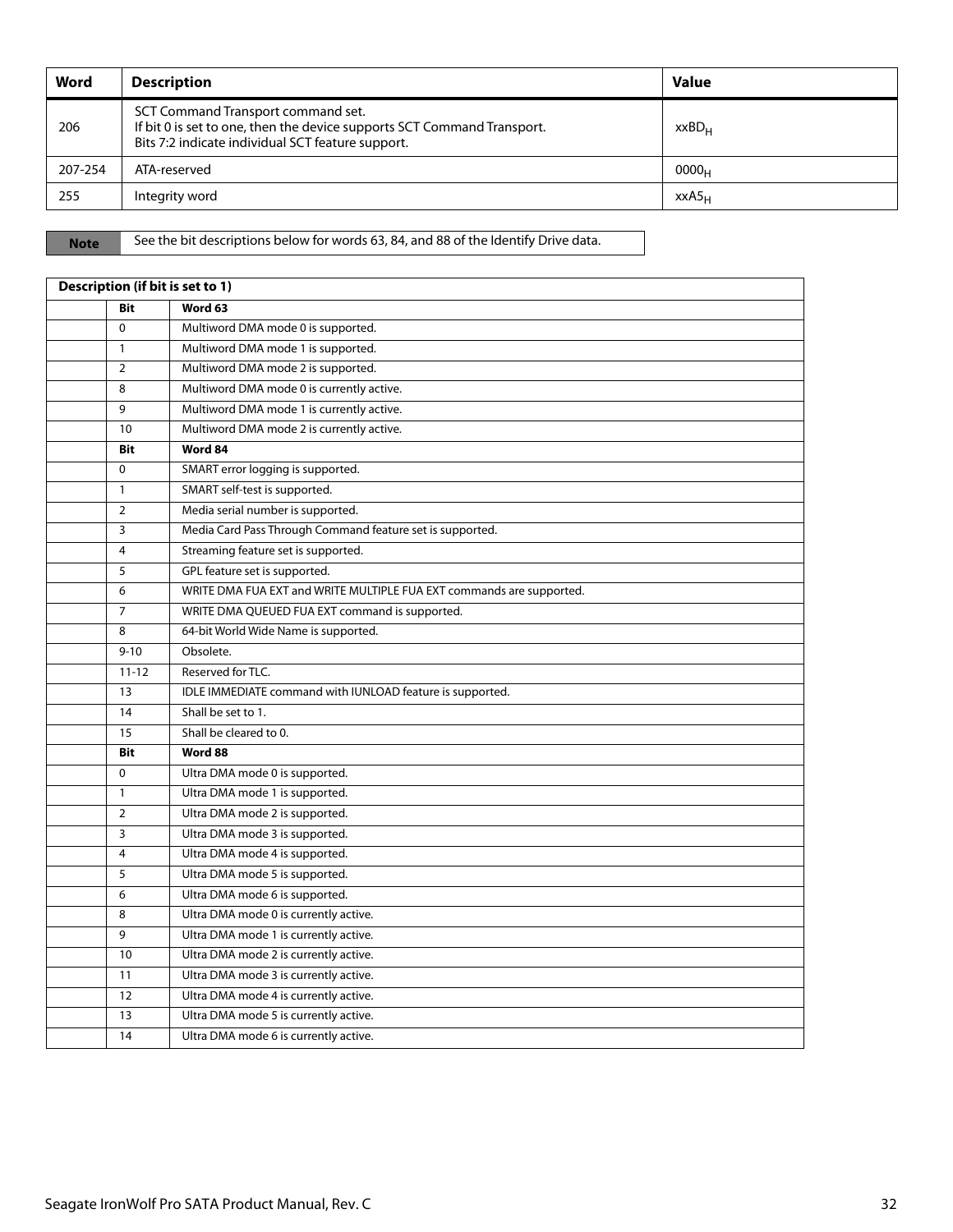| Word | Description | Value |
|---|---|---|
| 206 | SCT Command Transport command set.<br>If bit 0 is set to one, then the device supports SCT Command Transport.<br>Bits 7:2 indicate individual SCT feature support. | $xxBD_H$ |
| 207-254 | ATA-reserved | $0000_H$ |
| 255 | Integrity word | $xxA5_H$ |

| Note | See the bit descriptions below for words 63, 84, and 88 of the Identify Drive data. |
|---|---|

| Description (if bit is set to 1) | | |
|---|---|---|
| | **Bit** | **Word 63** |
| | 0 | Multiword DMA mode 0 is supported. |
| | 1 | Multiword DMA mode 1 is supported. |
| | 2 | Multiword DMA mode 2 is supported. |
| | 8 | Multiword DMA mode 0 is currently active. |
| | 9 | Multiword DMA mode 1 is currently active. |
| | 10 | Multiword DMA mode 2 is currently active. |
| | **Bit** | **Word 84** |
| | 0 | SMART error logging is supported. |
| | 1 | SMART self-test is supported. |
| | 2 | Media serial number is supported. |
| | 3 | Media Card Pass Through Command feature set is supported. |
| | 4 | Streaming feature set is supported. |
| | 5 | GPL feature set is supported. |
| | 6 | WRITE DMA FUA EXT and WRITE MULTIPLE FUA EXT commands are supported. |
| | 7 | WRITE DMA QUEUED FUA EXT command is supported. |
| | 8 | 64-bit World Wide Name is supported. |
| | 9-10 | Obsolete. |
| | 11-12 | Reserved for TLC. |
| | 13 | IDLE IMMEDIATE command with IUNLOAD feature is supported. |
| | 14 | Shall be set to 1. |
| | 15 | Shall be cleared to 0. |
| | **Bit** | **Word 88** |
| | 0 | Ultra DMA mode 0 is supported. |
| | 1 | Ultra DMA mode 1 is supported. |
| | 2 | Ultra DMA mode 2 is supported. |
| | 3 | Ultra DMA mode 3 is supported. |
| | 4 | Ultra DMA mode 4 is supported. |
| | 5 | Ultra DMA mode 5 is supported. |
| | 6 | Ultra DMA mode 6 is supported. |
| | 8 | Ultra DMA mode 0 is currently active. |
| | 9 | Ultra DMA mode 1 is currently active. |
| | 10 | Ultra DMA mode 2 is currently active. |
| | 11 | Ultra DMA mode 3 is currently active. |
| | 12 | Ultra DMA mode 4 is currently active. |
| | 13 | Ultra DMA mode 5 is currently active. |
| | 14 | Ultra DMA mode 6 is currently active. |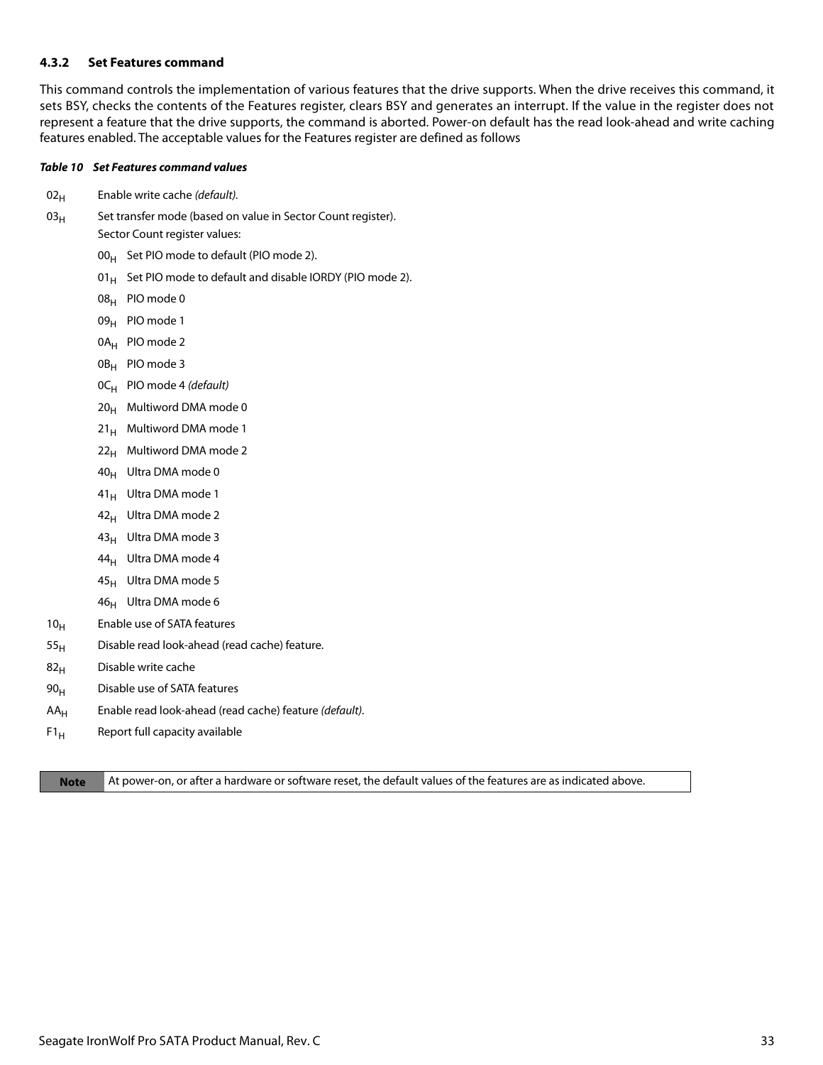### 4.3.2 Set Features command

This command controls the implementation of various features that the drive supports. When the drive receives this command, it sets BSY, checks the contents of the Features register, clears BSY and generates an interrupt. If the value in the register does not represent a feature that the drive supports, the command is aborted. Power-on default has the read look-ahead and write caching features enabled. The acceptable values for the Features register are defined as follows

***Table 10 Set Features command values***

- $02_H$ Enable write cache *(default).*
- $03_H$ Set transfer mode (based on value in Sector Count register).
  Sector Count register values:
  - $00_H$ Set PIO mode to default (PIO mode 2).
  - $01_H$ Set PIO mode to default and disable IORDY (PIO mode 2).
  - $08_H$ PIO mode 0
  - $09_H$ PIO mode 1
  - $0A_H$ PIO mode 2
  - $0B_H$ PIO mode 3
  - $0C_H$ PIO mode 4 *(default)*
  - $20_H$ Multiword DMA mode 0
  - $21_H$ Multiword DMA mode 1
  - $22_H$ Multiword DMA mode 2
  - $40_H$ Ultra DMA mode 0
  - $41_H$ Ultra DMA mode 1
  - $42_H$ Ultra DMA mode 2
  - $43_H$ Ultra DMA mode 3
  - $44_H$ Ultra DMA mode 4
  - $45_H$ Ultra DMA mode 5
  - $46_H$ Ultra DMA mode 6
- $10_H$ Enable use of SATA features
- $55_H$ Disable read look-ahead (read cache) feature.
- $82_H$ Disable write cache
- $90_H$ Disable use of SATA features
- $AA_H$ Enable read look-ahead (read cache) feature *(default).*
- $F1_H$ Report full capacity available

| **Note** | At power-on, or after a hardware or software reset, the default values of the features are as indicated above. |
|---|---|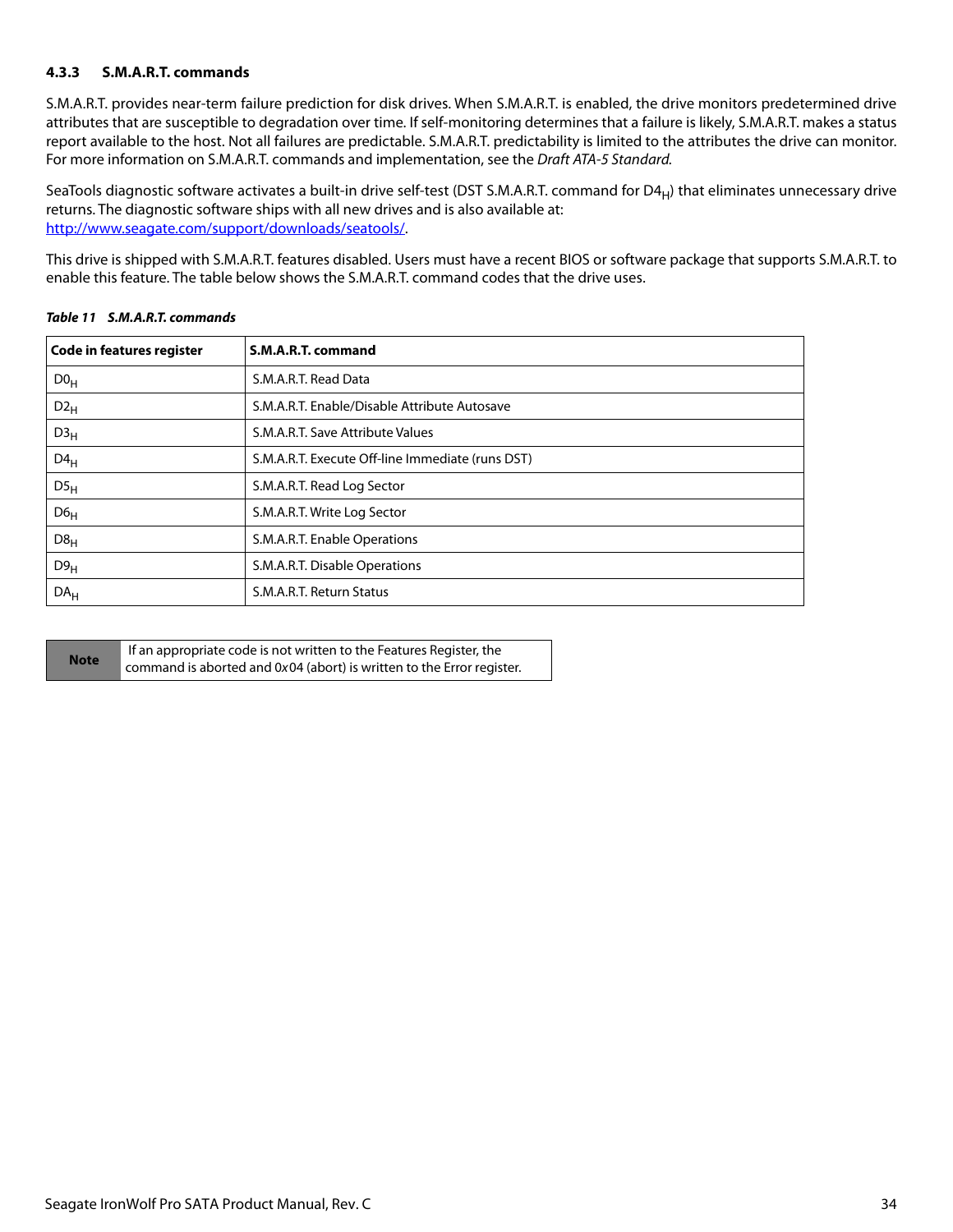### 4.3.3 S.M.A.R.T. commands

S.M.A.R.T. provides near-term failure prediction for disk drives. When S.M.A.R.T. is enabled, the drive monitors predetermined drive attributes that are susceptible to degradation over time. If self-monitoring determines that a failure is likely, S.M.A.R.T. makes a status report available to the host. Not all failures are predictable. S.M.A.R.T. predictability is limited to the attributes the drive can monitor. For more information on S.M.A.R.T. commands and implementation, see the *Draft ATA-5 Standard.*

SeaTools diagnostic software activates a built-in drive self-test (DST S.M.A.R.T. command for $D4_H$) that eliminates unnecessary drive returns. The diagnostic software ships with all new drives and is also available at: http://www.seagate.com/support/downloads/seatools/.

This drive is shipped with S.M.A.R.T. features disabled. Users must have a recent BIOS or software package that supports S.M.A.R.T. to enable this feature. The table below shows the S.M.A.R.T. command codes that the drive uses.

***Table 11 S.M.A.R.T. commands***

| Code in features register | S.M.A.R.T. command |
|---|---|
| $D0_H$ | S.M.A.R.T. Read Data |
| $D2_H$ | S.M.A.R.T. Enable/Disable Attribute Autosave |
| $D3_H$ | S.M.A.R.T. Save Attribute Values |
| $D4_H$ | S.M.A.R.T. Execute Off-line Immediate (runs DST) |
| $D5_H$ | S.M.A.R.T. Read Log Sector |
| $D6_H$ | S.M.A.R.T. Write Log Sector |
| $D8_H$ | S.M.A.R.T. Enable Operations |
| $D9_H$ | S.M.A.R.T. Disable Operations |
| $DA_H$ | S.M.A.R.T. Return Status |

| Note | If an appropriate code is not written to the Features Register, the command is aborted and 0x04 (abort) is written to the Error register. |
|---|---|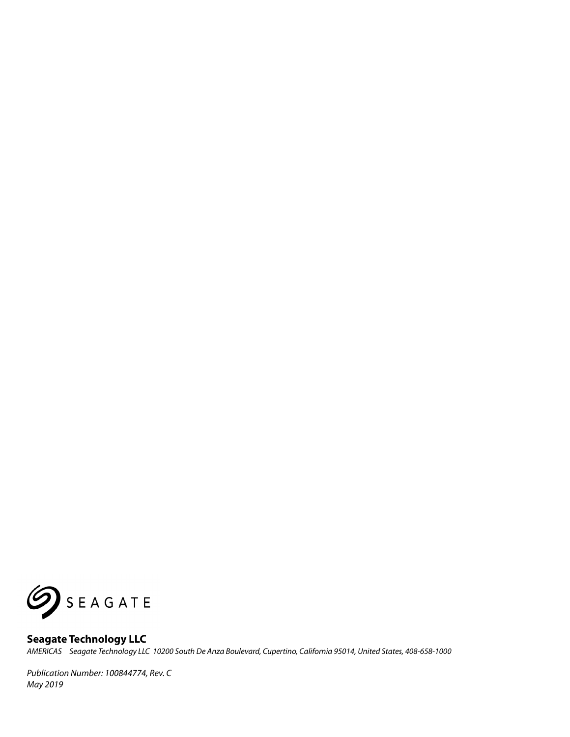SEAGATE

**Seagate Technology LLC**

*AMERICAS Seagate Technology LLC 10200 South De Anza Boulevard, Cupertino, California 95014, United States, 408-658-1000*

*Publication Number: 100844774, Rev. C*
*May 2019*